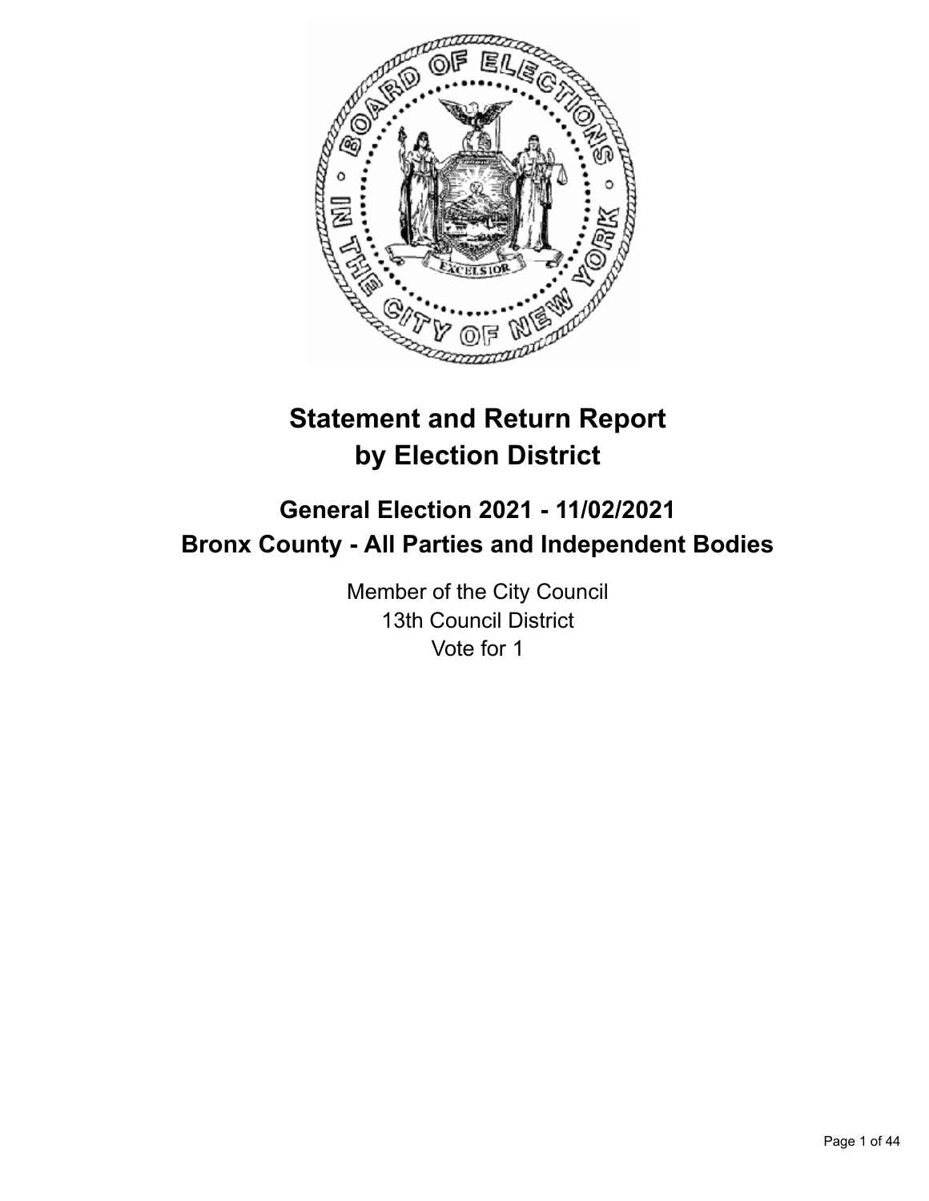# Statement and Return Report by Election District

## General Election 2021 - 11/02/2021
## Bronx County - All Parties and Independent Bodies

Member of the City Council
13th Council District
Vote for 1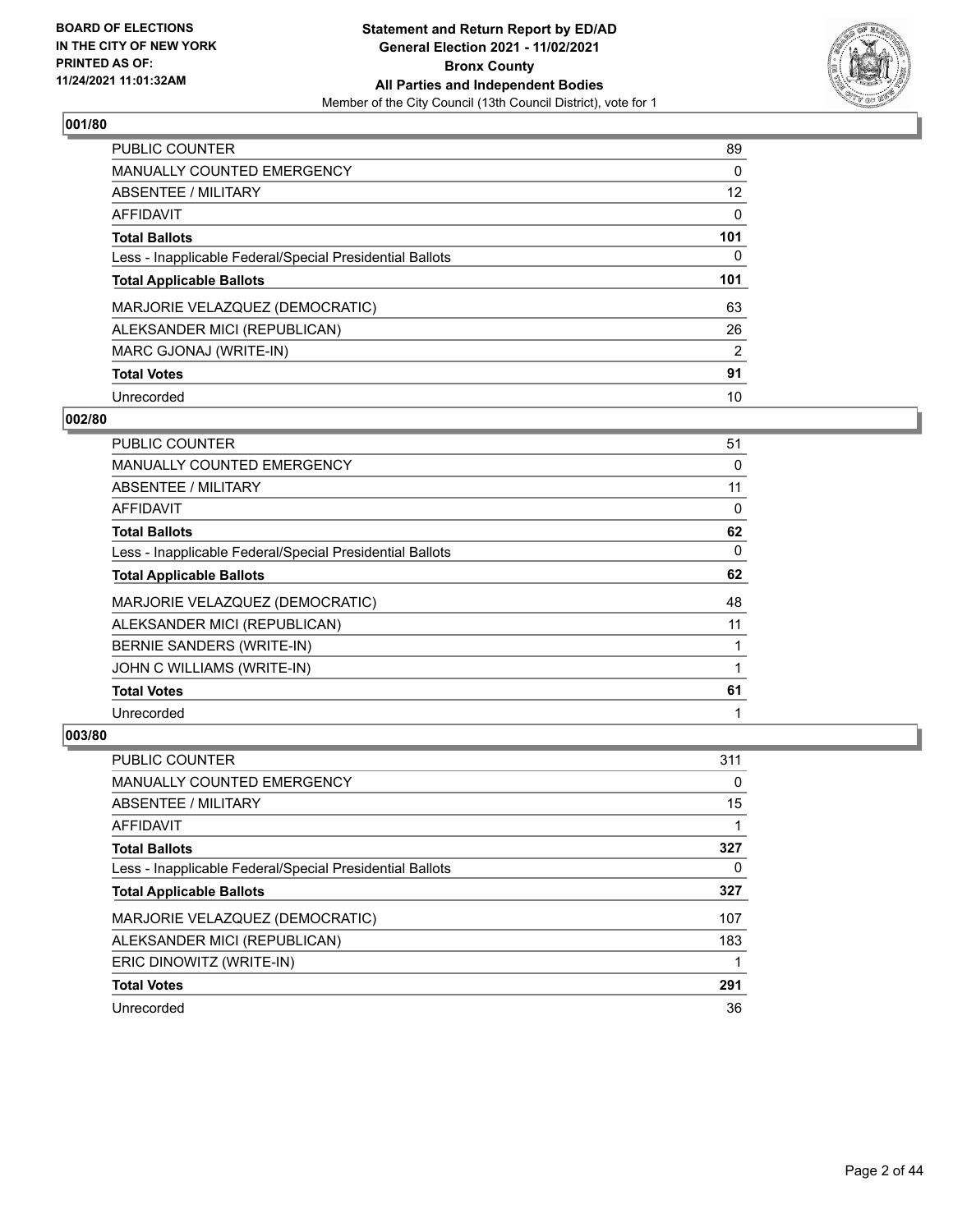## 001/80

| | |
|---|---|
| PUBLIC COUNTER | 89 |
| MANUALLY COUNTED EMERGENCY | 0 |
| ABSENTEE / MILITARY | 12 |
| AFFIDAVIT | 0 |
| **Total Ballots** | **101** |
| Less - Inapplicable Federal/Special Presidential Ballots | 0 |
| **Total Applicable Ballots** | **101** |
| MARJORIE VELAZQUEZ (DEMOCRATIC) | 63 |
| ALEKSANDER MICI (REPUBLICAN) | 26 |
| MARC GJONAJ (WRITE-IN) | 2 |
| **Total Votes** | **91** |
| Unrecorded | 10 |

## 002/80

| | |
|---|---|
| PUBLIC COUNTER | 51 |
| MANUALLY COUNTED EMERGENCY | 0 |
| ABSENTEE / MILITARY | 11 |
| AFFIDAVIT | 0 |
| **Total Ballots** | **62** |
| Less - Inapplicable Federal/Special Presidential Ballots | 0 |
| **Total Applicable Ballots** | **62** |
| MARJORIE VELAZQUEZ (DEMOCRATIC) | 48 |
| ALEKSANDER MICI (REPUBLICAN) | 11 |
| BERNIE SANDERS (WRITE-IN) | 1 |
| JOHN C WILLIAMS (WRITE-IN) | 1 |
| **Total Votes** | **61** |
| Unrecorded | 1 |

## 003/80

| | |
|---|---|
| PUBLIC COUNTER | 311 |
| MANUALLY COUNTED EMERGENCY | 0 |
| ABSENTEE / MILITARY | 15 |
| AFFIDAVIT | 1 |
| **Total Ballots** | **327** |
| Less - Inapplicable Federal/Special Presidential Ballots | 0 |
| **Total Applicable Ballots** | **327** |
| MARJORIE VELAZQUEZ (DEMOCRATIC) | 107 |
| ALEKSANDER MICI (REPUBLICAN) | 183 |
| ERIC DINOWITZ (WRITE-IN) | 1 |
| **Total Votes** | **291** |
| Unrecorded | 36 |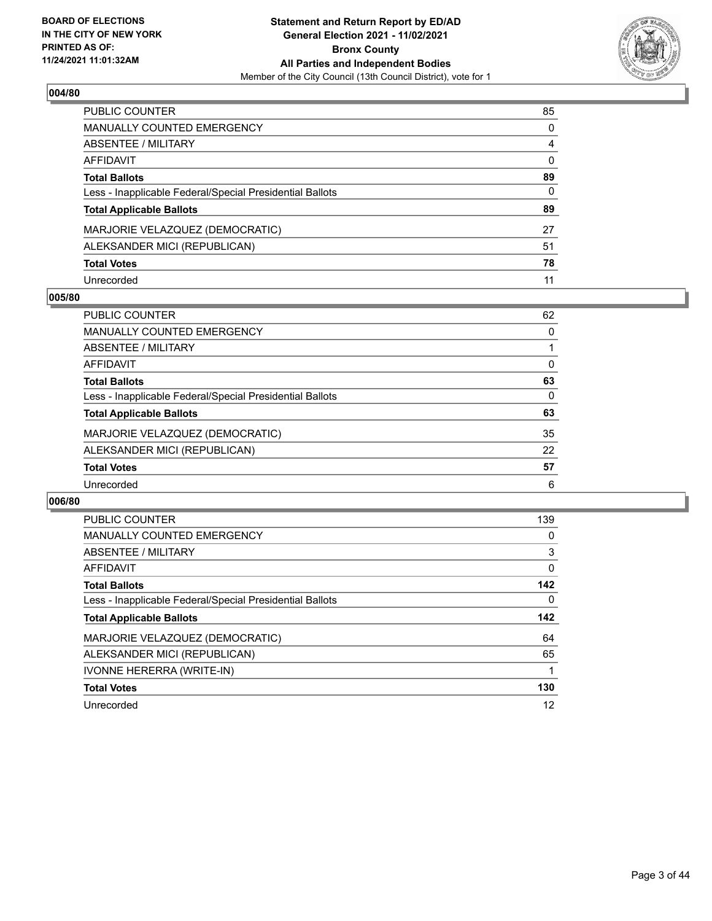### 004/80

| | |
|---|---|
| PUBLIC COUNTER | 85 |
| MANUALLY COUNTED EMERGENCY | 0 |
| ABSENTEE / MILITARY | 4 |
| AFFIDAVIT | 0 |
| **Total Ballots** | **89** |
| Less - Inapplicable Federal/Special Presidential Ballots | 0 |
| **Total Applicable Ballots** | **89** |
| MARJORIE VELAZQUEZ (DEMOCRATIC) | 27 |
| ALEKSANDER MICI (REPUBLICAN) | 51 |
| **Total Votes** | **78** |
| Unrecorded | 11 |

### 005/80

| | |
|---|---|
| PUBLIC COUNTER | 62 |
| MANUALLY COUNTED EMERGENCY | 0 |
| ABSENTEE / MILITARY | 1 |
| AFFIDAVIT | 0 |
| **Total Ballots** | **63** |
| Less - Inapplicable Federal/Special Presidential Ballots | 0 |
| **Total Applicable Ballots** | **63** |
| MARJORIE VELAZQUEZ (DEMOCRATIC) | 35 |
| ALEKSANDER MICI (REPUBLICAN) | 22 |
| **Total Votes** | **57** |
| Unrecorded | 6 |

### 006/80

| | |
|---|---|
| PUBLIC COUNTER | 139 |
| MANUALLY COUNTED EMERGENCY | 0 |
| ABSENTEE / MILITARY | 3 |
| AFFIDAVIT | 0 |
| **Total Ballots** | **142** |
| Less - Inapplicable Federal/Special Presidential Ballots | 0 |
| **Total Applicable Ballots** | **142** |
| MARJORIE VELAZQUEZ (DEMOCRATIC) | 64 |
| ALEKSANDER MICI (REPUBLICAN) | 65 |
| IVONNE HERERRA (WRITE-IN) | 1 |
| **Total Votes** | **130** |
| Unrecorded | 12 |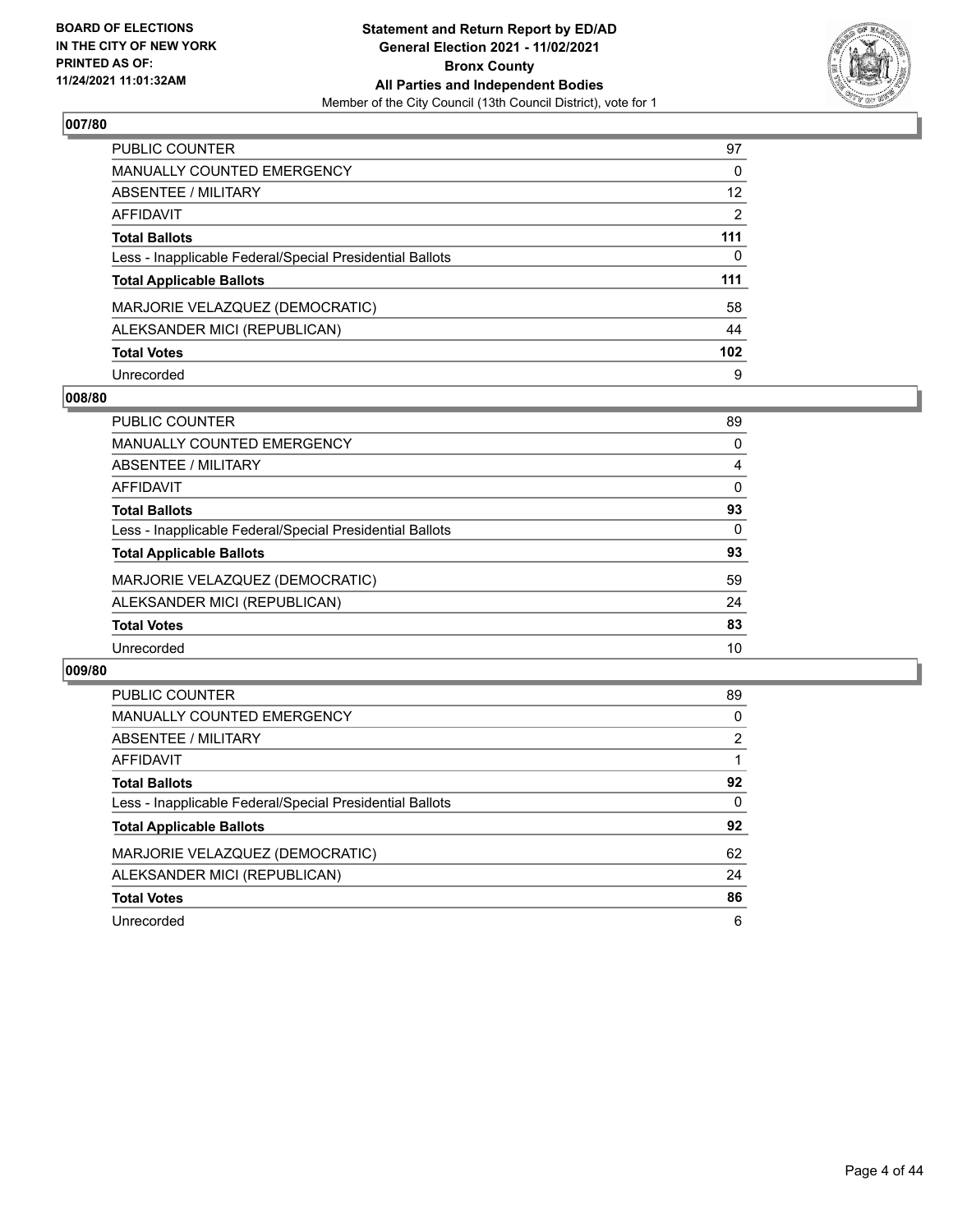## 007/80

| | |
|---|---|
| PUBLIC COUNTER | 97 |
| MANUALLY COUNTED EMERGENCY | 0 |
| ABSENTEE / MILITARY | 12 |
| AFFIDAVIT | 2 |
| **Total Ballots** | **111** |
| Less - Inapplicable Federal/Special Presidential Ballots | 0 |
| **Total Applicable Ballots** | **111** |
| MARJORIE VELAZQUEZ (DEMOCRATIC) | 58 |
| ALEKSANDER MICI (REPUBLICAN) | 44 |
| **Total Votes** | **102** |
| Unrecorded | 9 |

## 008/80

| | |
|---|---|
| PUBLIC COUNTER | 89 |
| MANUALLY COUNTED EMERGENCY | 0 |
| ABSENTEE / MILITARY | 4 |
| AFFIDAVIT | 0 |
| **Total Ballots** | **93** |
| Less - Inapplicable Federal/Special Presidential Ballots | 0 |
| **Total Applicable Ballots** | **93** |
| MARJORIE VELAZQUEZ (DEMOCRATIC) | 59 |
| ALEKSANDER MICI (REPUBLICAN) | 24 |
| **Total Votes** | **83** |
| Unrecorded | 10 |

## 009/80

| | |
|---|---|
| PUBLIC COUNTER | 89 |
| MANUALLY COUNTED EMERGENCY | 0 |
| ABSENTEE / MILITARY | 2 |
| AFFIDAVIT | 1 |
| **Total Ballots** | **92** |
| Less - Inapplicable Federal/Special Presidential Ballots | 0 |
| **Total Applicable Ballots** | **92** |
| MARJORIE VELAZQUEZ (DEMOCRATIC) | 62 |
| ALEKSANDER MICI (REPUBLICAN) | 24 |
| **Total Votes** | **86** |
| Unrecorded | 6 |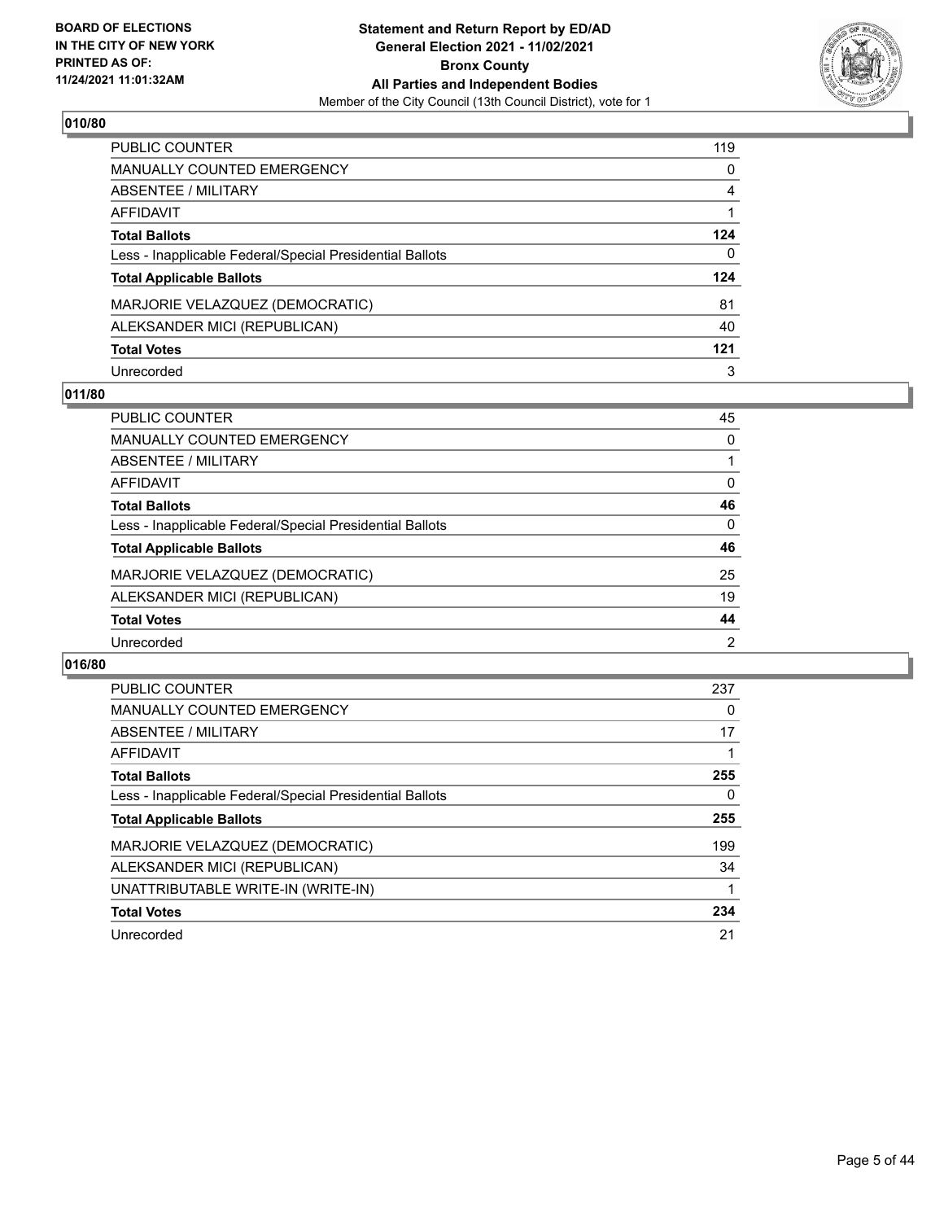## 010/80

| | |
|---|---|
| PUBLIC COUNTER | 119 |
| MANUALLY COUNTED EMERGENCY | 0 |
| ABSENTEE / MILITARY | 4 |
| AFFIDAVIT | 1 |
| **Total Ballots** | **124** |
| Less - Inapplicable Federal/Special Presidential Ballots | 0 |
| **Total Applicable Ballots** | **124** |
| MARJORIE VELAZQUEZ (DEMOCRATIC) | 81 |
| ALEKSANDER MICI (REPUBLICAN) | 40 |
| **Total Votes** | **121** |
| Unrecorded | 3 |

## 011/80

| | |
|---|---|
| PUBLIC COUNTER | 45 |
| MANUALLY COUNTED EMERGENCY | 0 |
| ABSENTEE / MILITARY | 1 |
| AFFIDAVIT | 0 |
| **Total Ballots** | **46** |
| Less - Inapplicable Federal/Special Presidential Ballots | 0 |
| **Total Applicable Ballots** | **46** |
| MARJORIE VELAZQUEZ (DEMOCRATIC) | 25 |
| ALEKSANDER MICI (REPUBLICAN) | 19 |
| **Total Votes** | **44** |
| Unrecorded | 2 |

## 016/80

| | |
|---|---|
| PUBLIC COUNTER | 237 |
| MANUALLY COUNTED EMERGENCY | 0 |
| ABSENTEE / MILITARY | 17 |
| AFFIDAVIT | 1 |
| **Total Ballots** | **255** |
| Less - Inapplicable Federal/Special Presidential Ballots | 0 |
| **Total Applicable Ballots** | **255** |
| MARJORIE VELAZQUEZ (DEMOCRATIC) | 199 |
| ALEKSANDER MICI (REPUBLICAN) | 34 |
| UNATTRIBUTABLE WRITE-IN (WRITE-IN) | 1 |
| **Total Votes** | **234** |
| Unrecorded | 21 |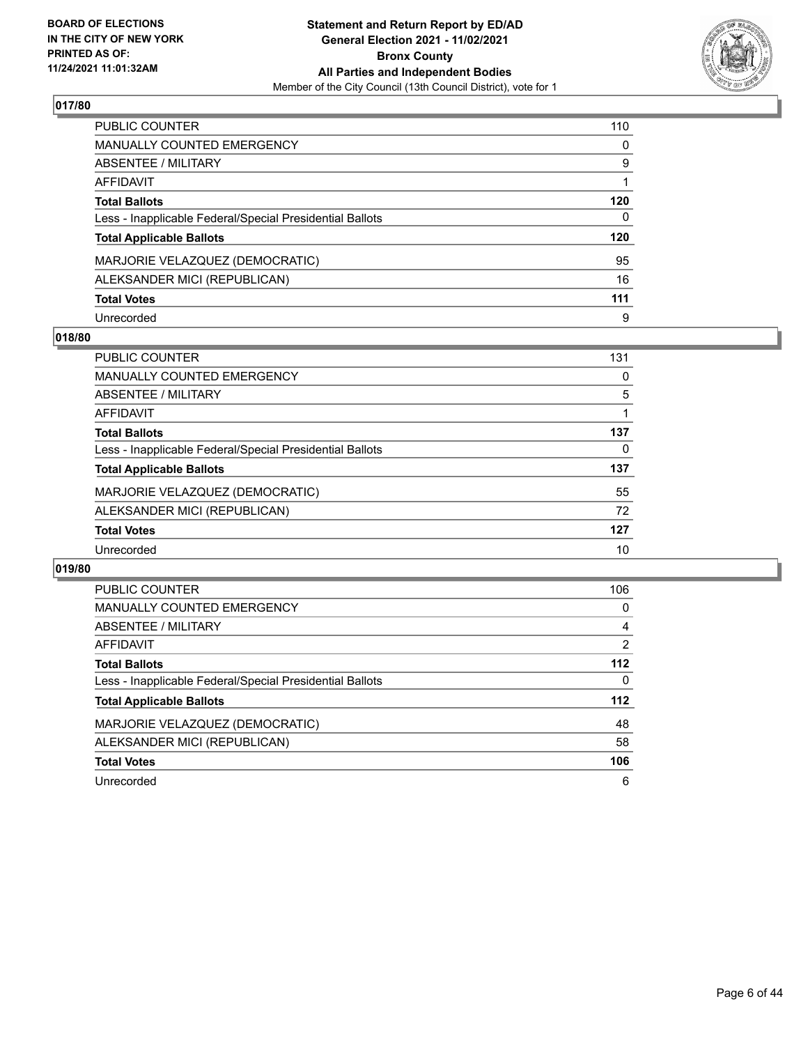**BOARD OF ELECTIONS IN THE CITY OF NEW YORK PRINTED AS OF: 11/24/2021 11:01:32AM**

**Statement and Return Report by ED/AD General Election 2021 - 11/02/2021 Bronx County All Parties and Independent Bodies**
Member of the City Council (13th Council District), vote for 1

## 017/80

| | |
|---|---|
| PUBLIC COUNTER | 110 |
| MANUALLY COUNTED EMERGENCY | 0 |
| ABSENTEE / MILITARY | 9 |
| AFFIDAVIT | 1 |
| **Total Ballots** | **120** |
| Less - Inapplicable Federal/Special Presidential Ballots | 0 |
| **Total Applicable Ballots** | **120** |
| MARJORIE VELAZQUEZ (DEMOCRATIC) | 95 |
| ALEKSANDER MICI (REPUBLICAN) | 16 |
| **Total Votes** | **111** |
| Unrecorded | 9 |

## 018/80

| | |
|---|---|
| PUBLIC COUNTER | 131 |
| MANUALLY COUNTED EMERGENCY | 0 |
| ABSENTEE / MILITARY | 5 |
| AFFIDAVIT | 1 |
| **Total Ballots** | **137** |
| Less - Inapplicable Federal/Special Presidential Ballots | 0 |
| **Total Applicable Ballots** | **137** |
| MARJORIE VELAZQUEZ (DEMOCRATIC) | 55 |
| ALEKSANDER MICI (REPUBLICAN) | 72 |
| **Total Votes** | **127** |
| Unrecorded | 10 |

## 019/80

| | |
|---|---|
| PUBLIC COUNTER | 106 |
| MANUALLY COUNTED EMERGENCY | 0 |
| ABSENTEE / MILITARY | 4 |
| AFFIDAVIT | 2 |
| **Total Ballots** | **112** |
| Less - Inapplicable Federal/Special Presidential Ballots | 0 |
| **Total Applicable Ballots** | **112** |
| MARJORIE VELAZQUEZ (DEMOCRATIC) | 48 |
| ALEKSANDER MICI (REPUBLICAN) | 58 |
| **Total Votes** | **106** |
| Unrecorded | 6 |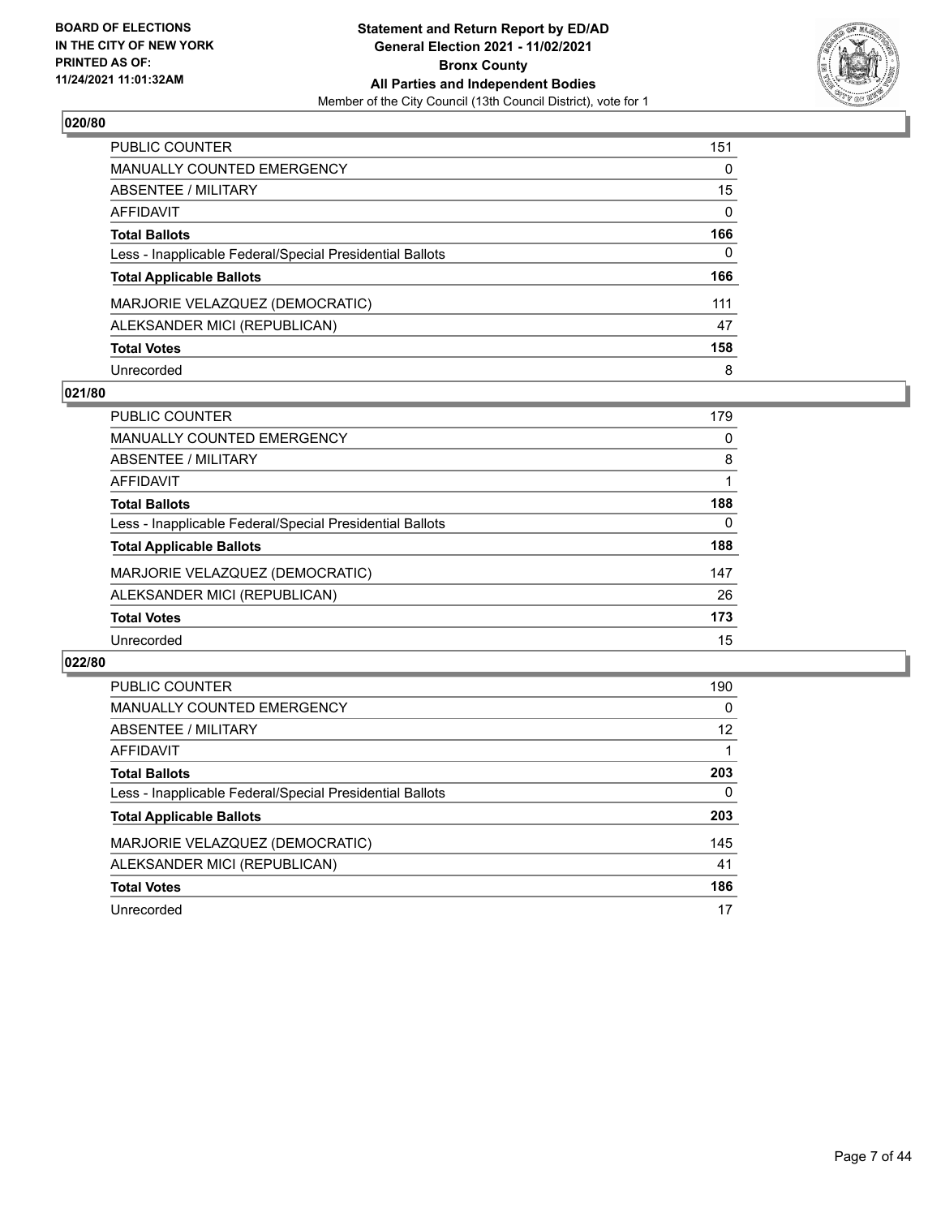## 020/80

| | |
|---|---|
| PUBLIC COUNTER | 151 |
| MANUALLY COUNTED EMERGENCY | 0 |
| ABSENTEE / MILITARY | 15 |
| AFFIDAVIT | 0 |
| **Total Ballots** | **166** |
| Less - Inapplicable Federal/Special Presidential Ballots | 0 |
| **Total Applicable Ballots** | **166** |
| MARJORIE VELAZQUEZ (DEMOCRATIC) | 111 |
| ALEKSANDER MICI (REPUBLICAN) | 47 |
| **Total Votes** | **158** |
| Unrecorded | 8 |

## 021/80

| | |
|---|---|
| PUBLIC COUNTER | 179 |
| MANUALLY COUNTED EMERGENCY | 0 |
| ABSENTEE / MILITARY | 8 |
| AFFIDAVIT | 1 |
| **Total Ballots** | **188** |
| Less - Inapplicable Federal/Special Presidential Ballots | 0 |
| **Total Applicable Ballots** | **188** |
| MARJORIE VELAZQUEZ (DEMOCRATIC) | 147 |
| ALEKSANDER MICI (REPUBLICAN) | 26 |
| **Total Votes** | **173** |
| Unrecorded | 15 |

## 022/80

| | |
|---|---|
| PUBLIC COUNTER | 190 |
| MANUALLY COUNTED EMERGENCY | 0 |
| ABSENTEE / MILITARY | 12 |
| AFFIDAVIT | 1 |
| **Total Ballots** | **203** |
| Less - Inapplicable Federal/Special Presidential Ballots | 0 |
| **Total Applicable Ballots** | **203** |
| MARJORIE VELAZQUEZ (DEMOCRATIC) | 145 |
| ALEKSANDER MICI (REPUBLICAN) | 41 |
| **Total Votes** | **186** |
| Unrecorded | 17 |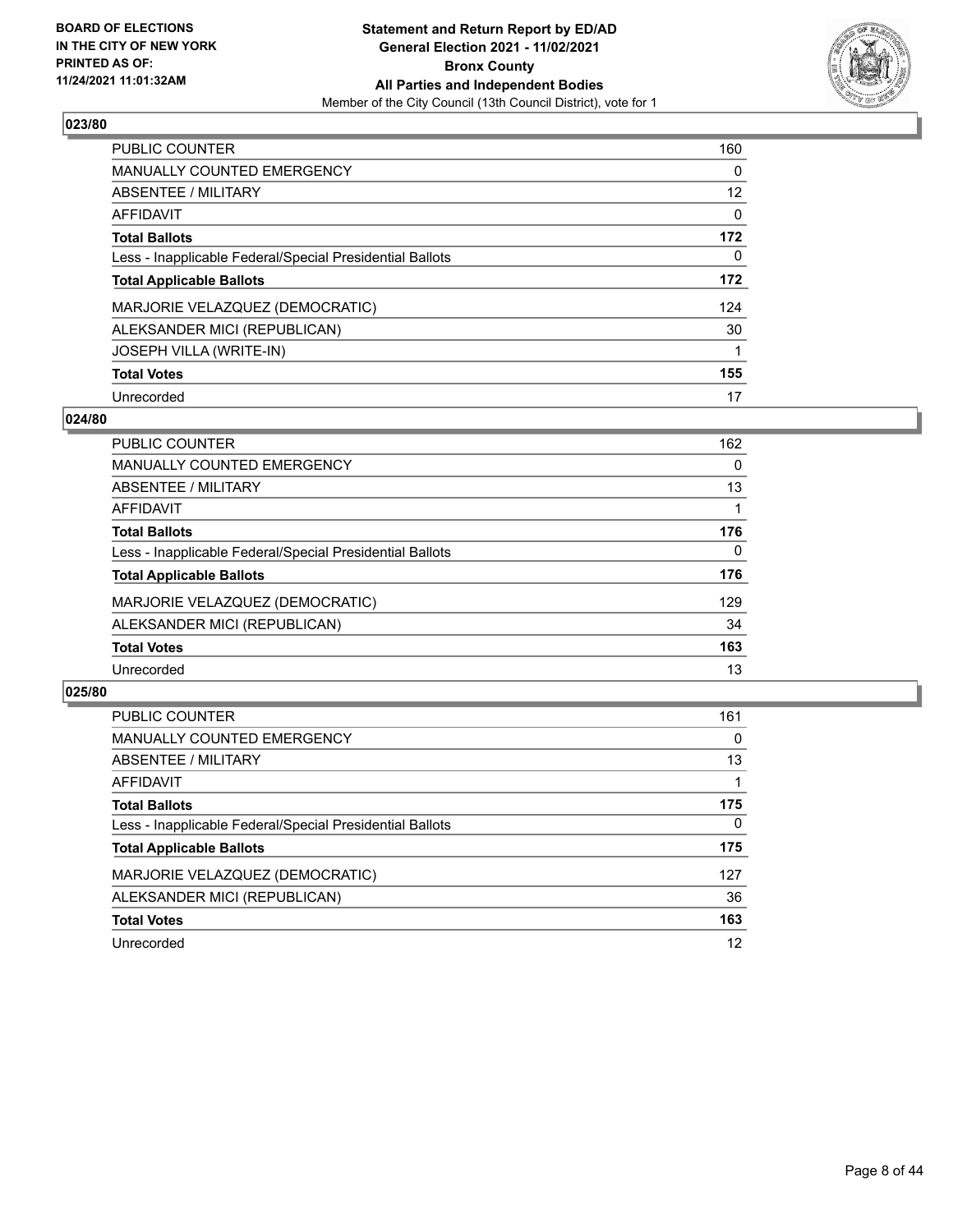**BOARD OF ELECTIONS IN THE CITY OF NEW YORK PRINTED AS OF: 11/24/2021 11:01:32AM**

**Statement and Return Report by ED/AD General Election 2021 - 11/02/2021 Bronx County All Parties and Independent Bodies**

Member of the City Council (13th Council District), vote for 1

## 023/80

| | |
|---|---|
| PUBLIC COUNTER | 160 |
| MANUALLY COUNTED EMERGENCY | 0 |
| ABSENTEE / MILITARY | 12 |
| AFFIDAVIT | 0 |
| **Total Ballots** | **172** |
| Less - Inapplicable Federal/Special Presidential Ballots | 0 |
| **Total Applicable Ballots** | **172** |
| MARJORIE VELAZQUEZ (DEMOCRATIC) | 124 |
| ALEKSANDER MICI (REPUBLICAN) | 30 |
| JOSEPH VILLA (WRITE-IN) | 1 |
| **Total Votes** | **155** |
| Unrecorded | 17 |

## 024/80

| | |
|---|---|
| PUBLIC COUNTER | 162 |
| MANUALLY COUNTED EMERGENCY | 0 |
| ABSENTEE / MILITARY | 13 |
| AFFIDAVIT | 1 |
| **Total Ballots** | **176** |
| Less - Inapplicable Federal/Special Presidential Ballots | 0 |
| **Total Applicable Ballots** | **176** |
| MARJORIE VELAZQUEZ (DEMOCRATIC) | 129 |
| ALEKSANDER MICI (REPUBLICAN) | 34 |
| **Total Votes** | **163** |
| Unrecorded | 13 |

## 025/80

| | |
|---|---|
| PUBLIC COUNTER | 161 |
| MANUALLY COUNTED EMERGENCY | 0 |
| ABSENTEE / MILITARY | 13 |
| AFFIDAVIT | 1 |
| **Total Ballots** | **175** |
| Less - Inapplicable Federal/Special Presidential Ballots | 0 |
| **Total Applicable Ballots** | **175** |
| MARJORIE VELAZQUEZ (DEMOCRATIC) | 127 |
| ALEKSANDER MICI (REPUBLICAN) | 36 |
| **Total Votes** | **163** |
| Unrecorded | 12 |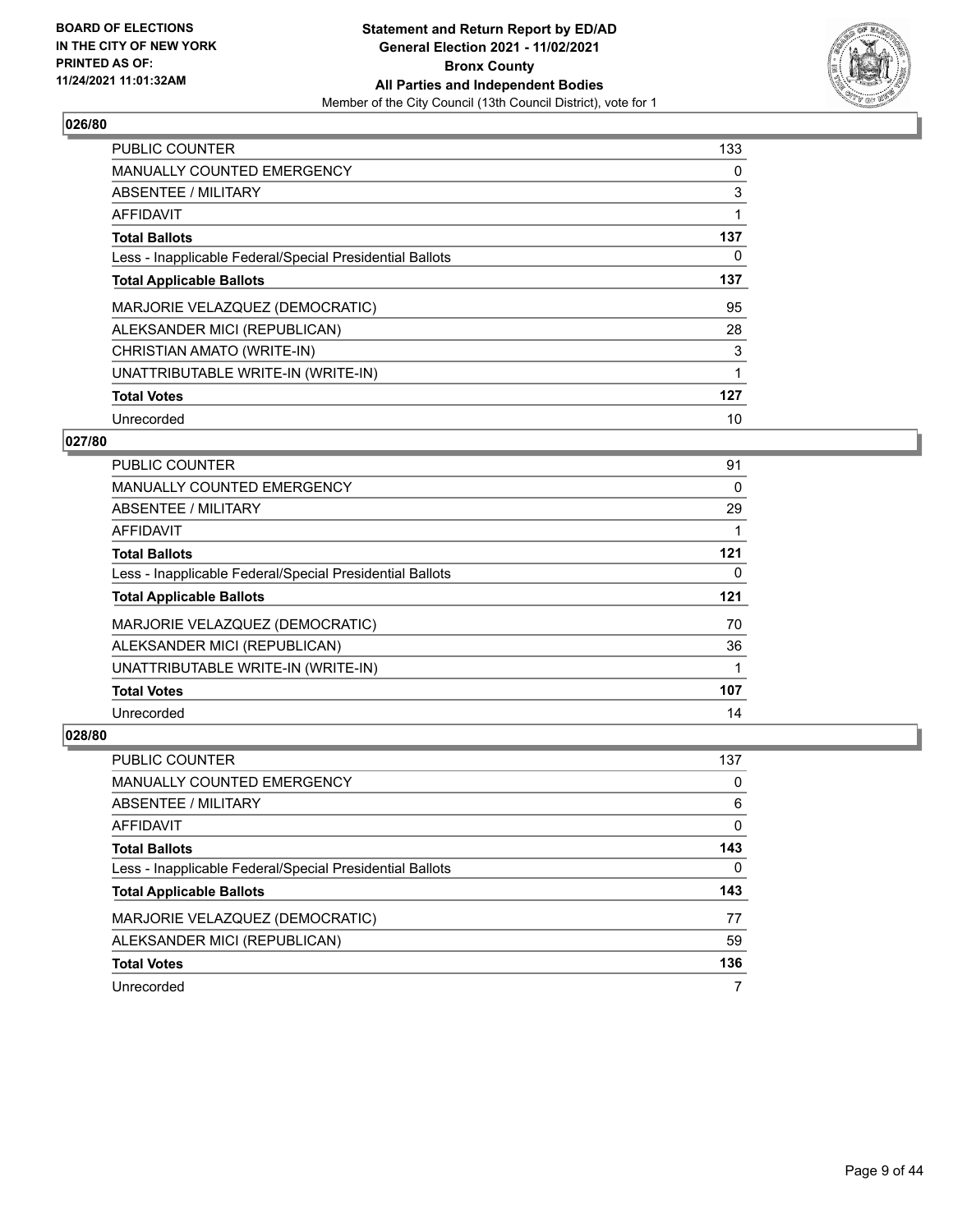BOARD OF ELECTIONS
IN THE CITY OF NEW YORK
PRINTED AS OF:
11/24/2021 11:01:32AM

**Statement and Return Report by ED/AD**
**General Election 2021 - 11/02/2021**
**Bronx County**
**All Parties and Independent Bodies**
Member of the City Council (13th Council District), vote for 1

## 026/80

| | |
|---|---|
| PUBLIC COUNTER | 133 |
| MANUALLY COUNTED EMERGENCY | 0 |
| ABSENTEE / MILITARY | 3 |
| AFFIDAVIT | 1 |
| **Total Ballots** | **137** |
| Less - Inapplicable Federal/Special Presidential Ballots | 0 |
| **Total Applicable Ballots** | **137** |
| MARJORIE VELAZQUEZ (DEMOCRATIC) | 95 |
| ALEKSANDER MICI (REPUBLICAN) | 28 |
| CHRISTIAN AMATO (WRITE-IN) | 3 |
| UNATTRIBUTABLE WRITE-IN (WRITE-IN) | 1 |
| **Total Votes** | **127** |
| Unrecorded | 10 |

## 027/80

| | |
|---|---|
| PUBLIC COUNTER | 91 |
| MANUALLY COUNTED EMERGENCY | 0 |
| ABSENTEE / MILITARY | 29 |
| AFFIDAVIT | 1 |
| **Total Ballots** | **121** |
| Less - Inapplicable Federal/Special Presidential Ballots | 0 |
| **Total Applicable Ballots** | **121** |
| MARJORIE VELAZQUEZ (DEMOCRATIC) | 70 |
| ALEKSANDER MICI (REPUBLICAN) | 36 |
| UNATTRIBUTABLE WRITE-IN (WRITE-IN) | 1 |
| **Total Votes** | **107** |
| Unrecorded | 14 |

## 028/80

| | |
|---|---|
| PUBLIC COUNTER | 137 |
| MANUALLY COUNTED EMERGENCY | 0 |
| ABSENTEE / MILITARY | 6 |
| AFFIDAVIT | 0 |
| **Total Ballots** | **143** |
| Less - Inapplicable Federal/Special Presidential Ballots | 0 |
| **Total Applicable Ballots** | **143** |
| MARJORIE VELAZQUEZ (DEMOCRATIC) | 77 |
| ALEKSANDER MICI (REPUBLICAN) | 59 |
| **Total Votes** | **136** |
| Unrecorded | 7 |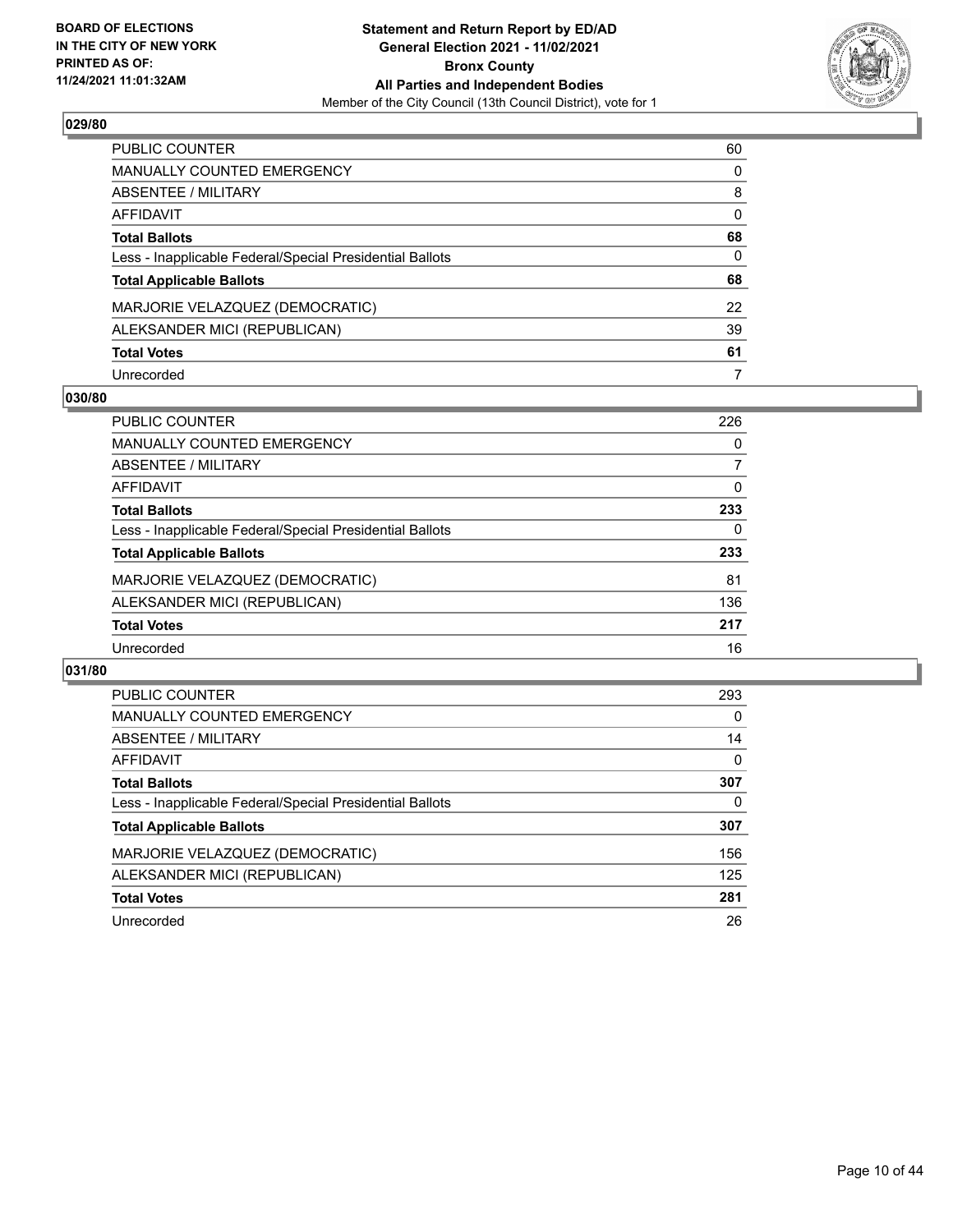**BOARD OF ELECTIONS IN THE CITY OF NEW YORK PRINTED AS OF: 11/24/2021 11:01:32AM**

**Statement and Return Report by ED/AD General Election 2021 - 11/02/2021 Bronx County All Parties and Independent Bodies**

Member of the City Council (13th Council District), vote for 1

## 029/80

| | |
|---|---|
| PUBLIC COUNTER | 60 |
| MANUALLY COUNTED EMERGENCY | 0 |
| ABSENTEE / MILITARY | 8 |
| AFFIDAVIT | 0 |
| **Total Ballots** | **68** |
| Less - Inapplicable Federal/Special Presidential Ballots | 0 |
| **Total Applicable Ballots** | **68** |
| MARJORIE VELAZQUEZ (DEMOCRATIC) | 22 |
| ALEKSANDER MICI (REPUBLICAN) | 39 |
| **Total Votes** | **61** |
| Unrecorded | 7 |

## 030/80

| | |
|---|---|
| PUBLIC COUNTER | 226 |
| MANUALLY COUNTED EMERGENCY | 0 |
| ABSENTEE / MILITARY | 7 |
| AFFIDAVIT | 0 |
| **Total Ballots** | **233** |
| Less - Inapplicable Federal/Special Presidential Ballots | 0 |
| **Total Applicable Ballots** | **233** |
| MARJORIE VELAZQUEZ (DEMOCRATIC) | 81 |
| ALEKSANDER MICI (REPUBLICAN) | 136 |
| **Total Votes** | **217** |
| Unrecorded | 16 |

## 031/80

| | |
|---|---|
| PUBLIC COUNTER | 293 |
| MANUALLY COUNTED EMERGENCY | 0 |
| ABSENTEE / MILITARY | 14 |
| AFFIDAVIT | 0 |
| **Total Ballots** | **307** |
| Less - Inapplicable Federal/Special Presidential Ballots | 0 |
| **Total Applicable Ballots** | **307** |
| MARJORIE VELAZQUEZ (DEMOCRATIC) | 156 |
| ALEKSANDER MICI (REPUBLICAN) | 125 |
| **Total Votes** | **281** |
| Unrecorded | 26 |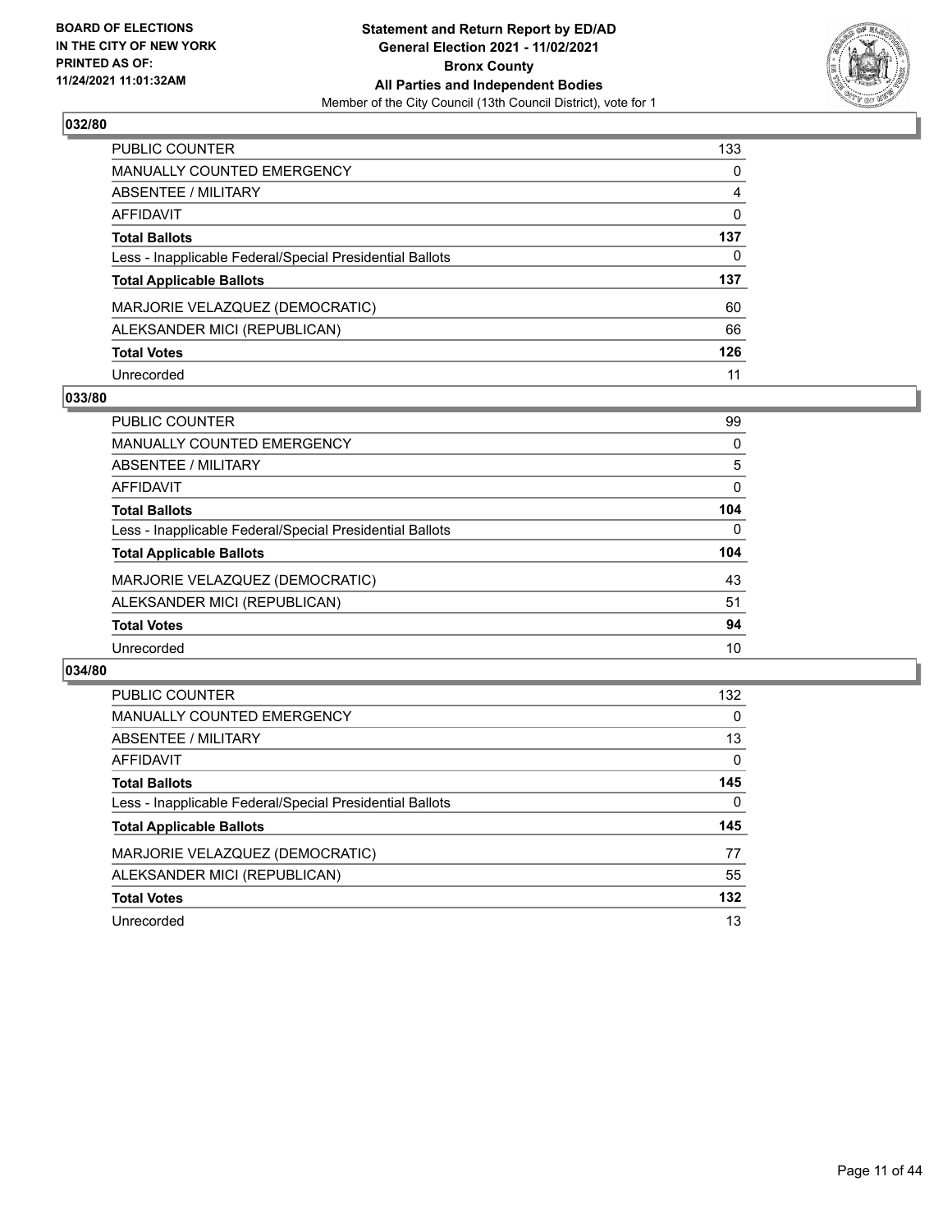## 032/80

| | |
|---|---|
| PUBLIC COUNTER | 133 |
| MANUALLY COUNTED EMERGENCY | 0 |
| ABSENTEE / MILITARY | 4 |
| AFFIDAVIT | 0 |
| **Total Ballots** | **137** |
| Less - Inapplicable Federal/Special Presidential Ballots | 0 |
| **Total Applicable Ballots** | **137** |
| MARJORIE VELAZQUEZ (DEMOCRATIC) | 60 |
| ALEKSANDER MICI (REPUBLICAN) | 66 |
| **Total Votes** | **126** |
| Unrecorded | 11 |

## 033/80

| | |
|---|---|
| PUBLIC COUNTER | 99 |
| MANUALLY COUNTED EMERGENCY | 0 |
| ABSENTEE / MILITARY | 5 |
| AFFIDAVIT | 0 |
| **Total Ballots** | **104** |
| Less - Inapplicable Federal/Special Presidential Ballots | 0 |
| **Total Applicable Ballots** | **104** |
| MARJORIE VELAZQUEZ (DEMOCRATIC) | 43 |
| ALEKSANDER MICI (REPUBLICAN) | 51 |
| **Total Votes** | **94** |
| Unrecorded | 10 |

## 034/80

| | |
|---|---|
| PUBLIC COUNTER | 132 |
| MANUALLY COUNTED EMERGENCY | 0 |
| ABSENTEE / MILITARY | 13 |
| AFFIDAVIT | 0 |
| **Total Ballots** | **145** |
| Less - Inapplicable Federal/Special Presidential Ballots | 0 |
| **Total Applicable Ballots** | **145** |
| MARJORIE VELAZQUEZ (DEMOCRATIC) | 77 |
| ALEKSANDER MICI (REPUBLICAN) | 55 |
| **Total Votes** | **132** |
| Unrecorded | 13 |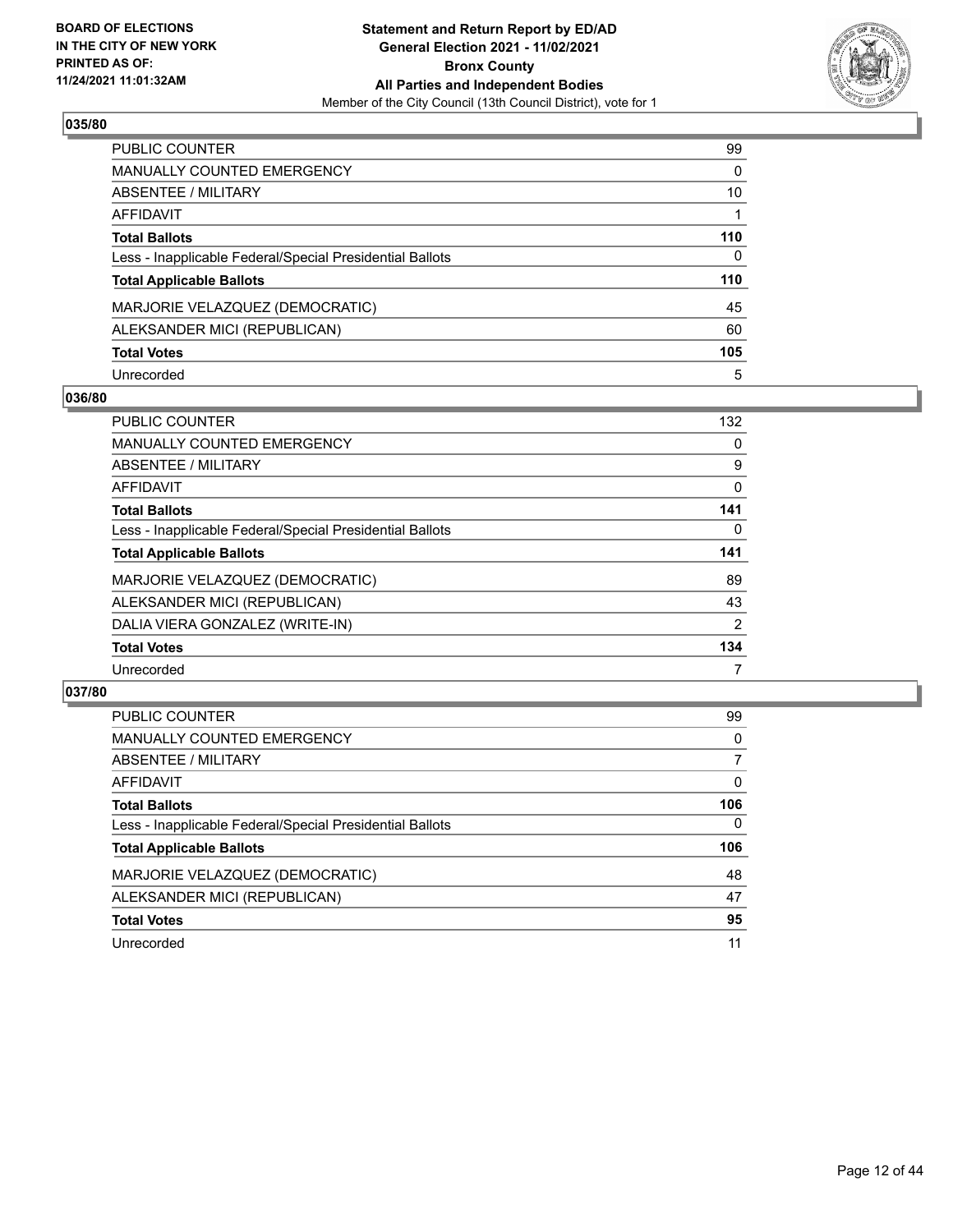BOARD OF ELECTIONS
IN THE CITY OF NEW YORK
PRINTED AS OF:
11/24/2021 11:01:32AM

**Statement and Return Report by ED/AD**
**General Election 2021 - 11/02/2021**
**Bronx County**
**All Parties and Independent Bodies**
Member of the City Council (13th Council District), vote for 1

## 035/80

| | |
|---|---|
| PUBLIC COUNTER | 99 |
| MANUALLY COUNTED EMERGENCY | 0 |
| ABSENTEE / MILITARY | 10 |
| AFFIDAVIT | 1 |
| **Total Ballots** | **110** |
| Less - Inapplicable Federal/Special Presidential Ballots | 0 |
| **Total Applicable Ballots** | **110** |
| MARJORIE VELAZQUEZ (DEMOCRATIC) | 45 |
| ALEKSANDER MICI (REPUBLICAN) | 60 |
| **Total Votes** | **105** |
| Unrecorded | 5 |

## 036/80

| | |
|---|---|
| PUBLIC COUNTER | 132 |
| MANUALLY COUNTED EMERGENCY | 0 |
| ABSENTEE / MILITARY | 9 |
| AFFIDAVIT | 0 |
| **Total Ballots** | **141** |
| Less - Inapplicable Federal/Special Presidential Ballots | 0 |
| **Total Applicable Ballots** | **141** |
| MARJORIE VELAZQUEZ (DEMOCRATIC) | 89 |
| ALEKSANDER MICI (REPUBLICAN) | 43 |
| DALIA VIERA GONZALEZ (WRITE-IN) | 2 |
| **Total Votes** | **134** |
| Unrecorded | 7 |

## 037/80

| | |
|---|---|
| PUBLIC COUNTER | 99 |
| MANUALLY COUNTED EMERGENCY | 0 |
| ABSENTEE / MILITARY | 7 |
| AFFIDAVIT | 0 |
| **Total Ballots** | **106** |
| Less - Inapplicable Federal/Special Presidential Ballots | 0 |
| **Total Applicable Ballots** | **106** |
| MARJORIE VELAZQUEZ (DEMOCRATIC) | 48 |
| ALEKSANDER MICI (REPUBLICAN) | 47 |
| **Total Votes** | **95** |
| Unrecorded | 11 |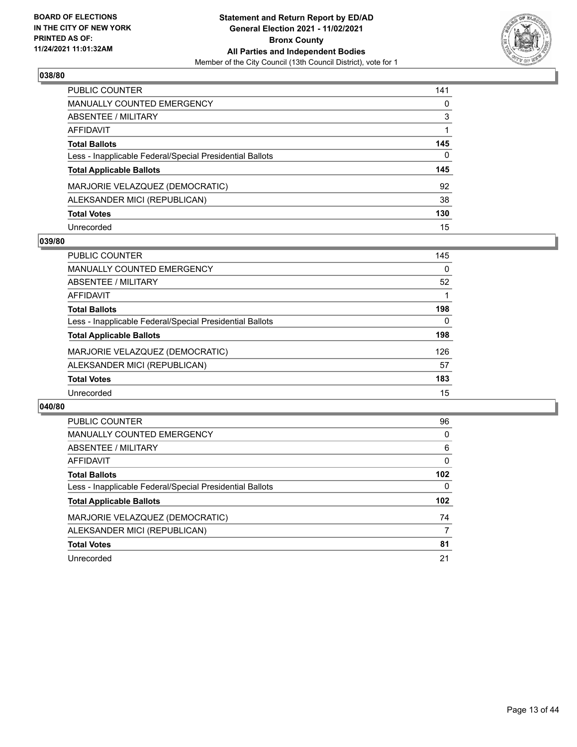## 038/80

| | |
|---|---|
| PUBLIC COUNTER | 141 |
| MANUALLY COUNTED EMERGENCY | 0 |
| ABSENTEE / MILITARY | 3 |
| AFFIDAVIT | 1 |
| **Total Ballots** | **145** |
| Less - Inapplicable Federal/Special Presidential Ballots | 0 |
| **Total Applicable Ballots** | **145** |
| MARJORIE VELAZQUEZ (DEMOCRATIC) | 92 |
| ALEKSANDER MICI (REPUBLICAN) | 38 |
| **Total Votes** | **130** |
| Unrecorded | 15 |

## 039/80

| | |
|---|---|
| PUBLIC COUNTER | 145 |
| MANUALLY COUNTED EMERGENCY | 0 |
| ABSENTEE / MILITARY | 52 |
| AFFIDAVIT | 1 |
| **Total Ballots** | **198** |
| Less - Inapplicable Federal/Special Presidential Ballots | 0 |
| **Total Applicable Ballots** | **198** |
| MARJORIE VELAZQUEZ (DEMOCRATIC) | 126 |
| ALEKSANDER MICI (REPUBLICAN) | 57 |
| **Total Votes** | **183** |
| Unrecorded | 15 |

## 040/80

| | |
|---|---|
| PUBLIC COUNTER | 96 |
| MANUALLY COUNTED EMERGENCY | 0 |
| ABSENTEE / MILITARY | 6 |
| AFFIDAVIT | 0 |
| **Total Ballots** | **102** |
| Less - Inapplicable Federal/Special Presidential Ballots | 0 |
| **Total Applicable Ballots** | **102** |
| MARJORIE VELAZQUEZ (DEMOCRATIC) | 74 |
| ALEKSANDER MICI (REPUBLICAN) | 7 |
| **Total Votes** | **81** |
| Unrecorded | 21 |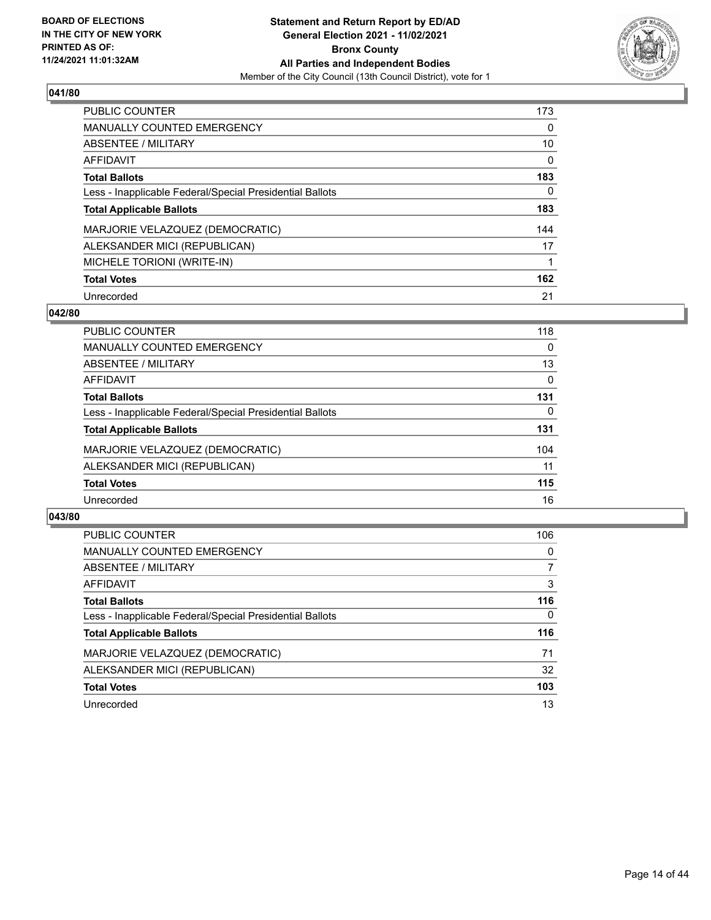### 041/80

| | |
|---|---|
| PUBLIC COUNTER | 173 |
| MANUALLY COUNTED EMERGENCY | 0 |
| ABSENTEE / MILITARY | 10 |
| AFFIDAVIT | 0 |
| **Total Ballots** | **183** |
| Less - Inapplicable Federal/Special Presidential Ballots | 0 |
| **Total Applicable Ballots** | **183** |
| MARJORIE VELAZQUEZ (DEMOCRATIC) | 144 |
| ALEKSANDER MICI (REPUBLICAN) | 17 |
| MICHELE TORIONI (WRITE-IN) | 1 |
| **Total Votes** | **162** |
| Unrecorded | 21 |

### 042/80

| | |
|---|---|
| PUBLIC COUNTER | 118 |
| MANUALLY COUNTED EMERGENCY | 0 |
| ABSENTEE / MILITARY | 13 |
| AFFIDAVIT | 0 |
| **Total Ballots** | **131** |
| Less - Inapplicable Federal/Special Presidential Ballots | 0 |
| **Total Applicable Ballots** | **131** |
| MARJORIE VELAZQUEZ (DEMOCRATIC) | 104 |
| ALEKSANDER MICI (REPUBLICAN) | 11 |
| **Total Votes** | **115** |
| Unrecorded | 16 |

### 043/80

| | |
|---|---|
| PUBLIC COUNTER | 106 |
| MANUALLY COUNTED EMERGENCY | 0 |
| ABSENTEE / MILITARY | 7 |
| AFFIDAVIT | 3 |
| **Total Ballots** | **116** |
| Less - Inapplicable Federal/Special Presidential Ballots | 0 |
| **Total Applicable Ballots** | **116** |
| MARJORIE VELAZQUEZ (DEMOCRATIC) | 71 |
| ALEKSANDER MICI (REPUBLICAN) | 32 |
| **Total Votes** | **103** |
| Unrecorded | 13 |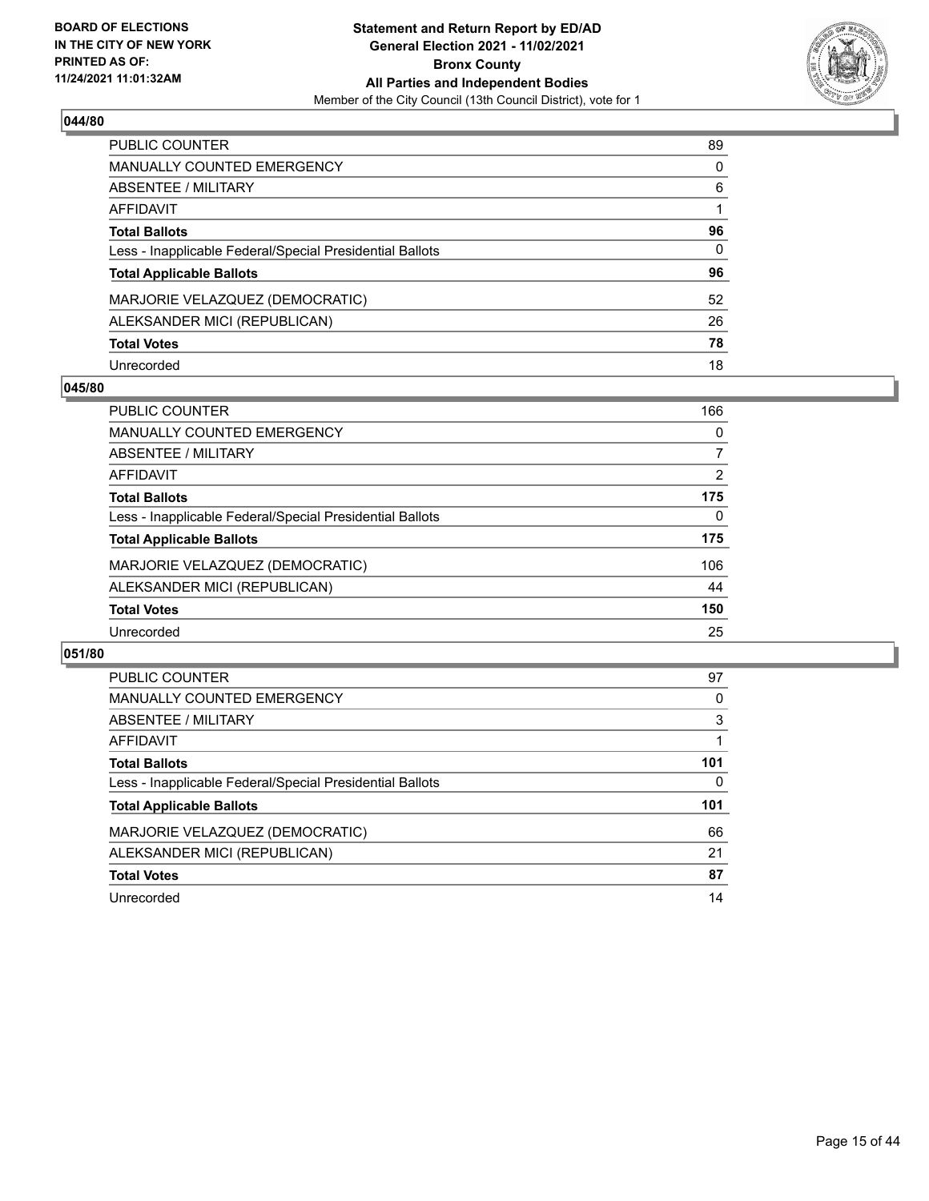### 044/80

| | |
|---|---|
| PUBLIC COUNTER | 89 |
| MANUALLY COUNTED EMERGENCY | 0 |
| ABSENTEE / MILITARY | 6 |
| AFFIDAVIT | 1 |
| **Total Ballots** | **96** |
| Less - Inapplicable Federal/Special Presidential Ballots | 0 |
| **Total Applicable Ballots** | **96** |
| MARJORIE VELAZQUEZ (DEMOCRATIC) | 52 |
| ALEKSANDER MICI (REPUBLICAN) | 26 |
| **Total Votes** | **78** |
| Unrecorded | 18 |

### 045/80

| | |
|---|---|
| PUBLIC COUNTER | 166 |
| MANUALLY COUNTED EMERGENCY | 0 |
| ABSENTEE / MILITARY | 7 |
| AFFIDAVIT | 2 |
| **Total Ballots** | **175** |
| Less - Inapplicable Federal/Special Presidential Ballots | 0 |
| **Total Applicable Ballots** | **175** |
| MARJORIE VELAZQUEZ (DEMOCRATIC) | 106 |
| ALEKSANDER MICI (REPUBLICAN) | 44 |
| **Total Votes** | **150** |
| Unrecorded | 25 |

### 051/80

| | |
|---|---|
| PUBLIC COUNTER | 97 |
| MANUALLY COUNTED EMERGENCY | 0 |
| ABSENTEE / MILITARY | 3 |
| AFFIDAVIT | 1 |
| **Total Ballots** | **101** |
| Less - Inapplicable Federal/Special Presidential Ballots | 0 |
| **Total Applicable Ballots** | **101** |
| MARJORIE VELAZQUEZ (DEMOCRATIC) | 66 |
| ALEKSANDER MICI (REPUBLICAN) | 21 |
| **Total Votes** | **87** |
| Unrecorded | 14 |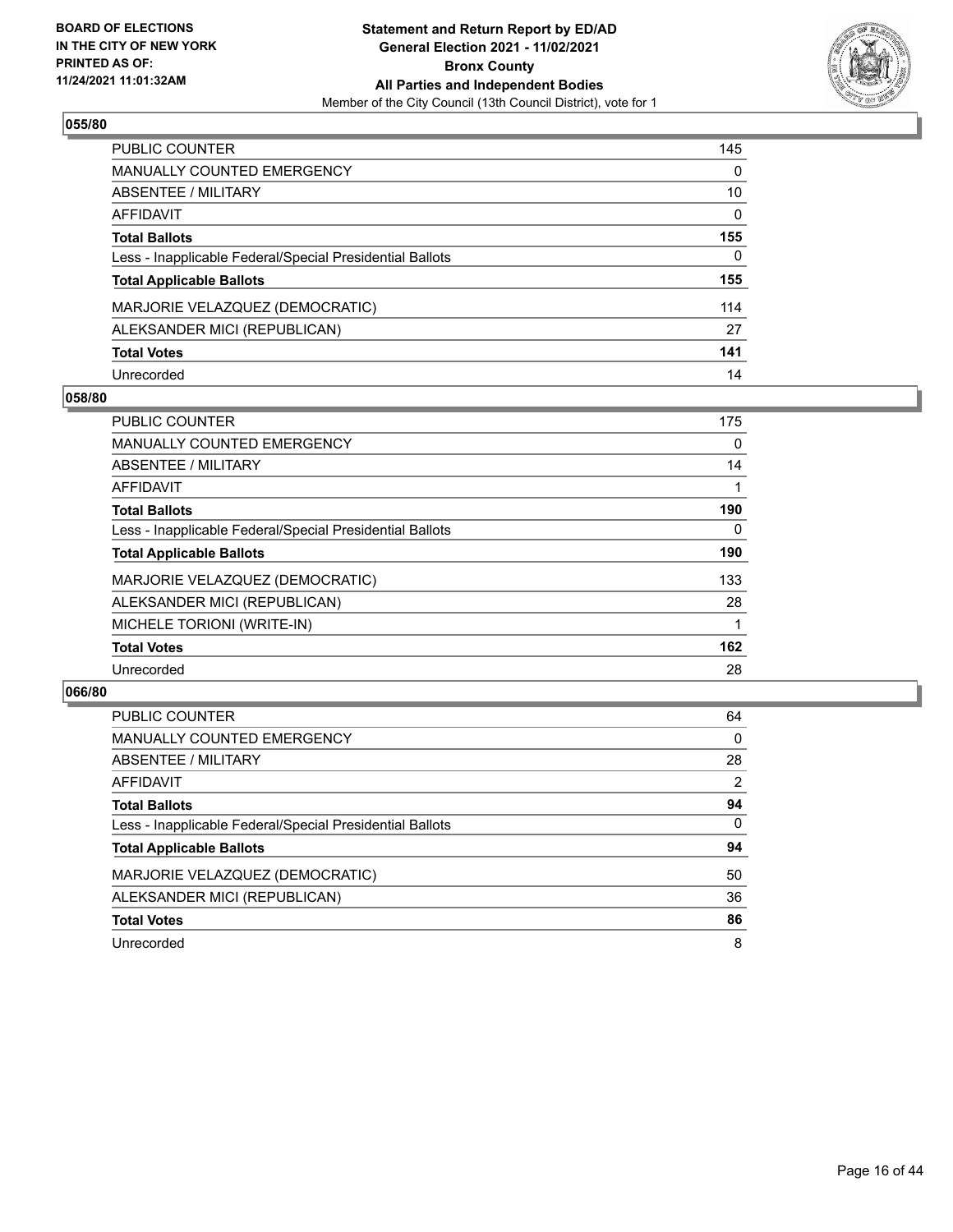BOARD OF ELECTIONS
IN THE CITY OF NEW YORK
PRINTED AS OF:
11/24/2021 11:01:32AM

**Statement and Return Report by ED/AD**
**General Election 2021 - 11/02/2021**
**Bronx County**
**All Parties and Independent Bodies**
Member of the City Council (13th Council District), vote for 1

### 055/80

| | |
|---|---|
| PUBLIC COUNTER | 145 |
| MANUALLY COUNTED EMERGENCY | 0 |
| ABSENTEE / MILITARY | 10 |
| AFFIDAVIT | 0 |
| **Total Ballots** | **155** |
| Less - Inapplicable Federal/Special Presidential Ballots | 0 |
| **Total Applicable Ballots** | **155** |
| MARJORIE VELAZQUEZ (DEMOCRATIC) | 114 |
| ALEKSANDER MICI (REPUBLICAN) | 27 |
| **Total Votes** | **141** |
| Unrecorded | 14 |

### 058/80

| | |
|---|---|
| PUBLIC COUNTER | 175 |
| MANUALLY COUNTED EMERGENCY | 0 |
| ABSENTEE / MILITARY | 14 |
| AFFIDAVIT | 1 |
| **Total Ballots** | **190** |
| Less - Inapplicable Federal/Special Presidential Ballots | 0 |
| **Total Applicable Ballots** | **190** |
| MARJORIE VELAZQUEZ (DEMOCRATIC) | 133 |
| ALEKSANDER MICI (REPUBLICAN) | 28 |
| MICHELE TORIONI (WRITE-IN) | 1 |
| **Total Votes** | **162** |
| Unrecorded | 28 |

### 066/80

| | |
|---|---|
| PUBLIC COUNTER | 64 |
| MANUALLY COUNTED EMERGENCY | 0 |
| ABSENTEE / MILITARY | 28 |
| AFFIDAVIT | 2 |
| **Total Ballots** | **94** |
| Less - Inapplicable Federal/Special Presidential Ballots | 0 |
| **Total Applicable Ballots** | **94** |
| MARJORIE VELAZQUEZ (DEMOCRATIC) | 50 |
| ALEKSANDER MICI (REPUBLICAN) | 36 |
| **Total Votes** | **86** |
| Unrecorded | 8 |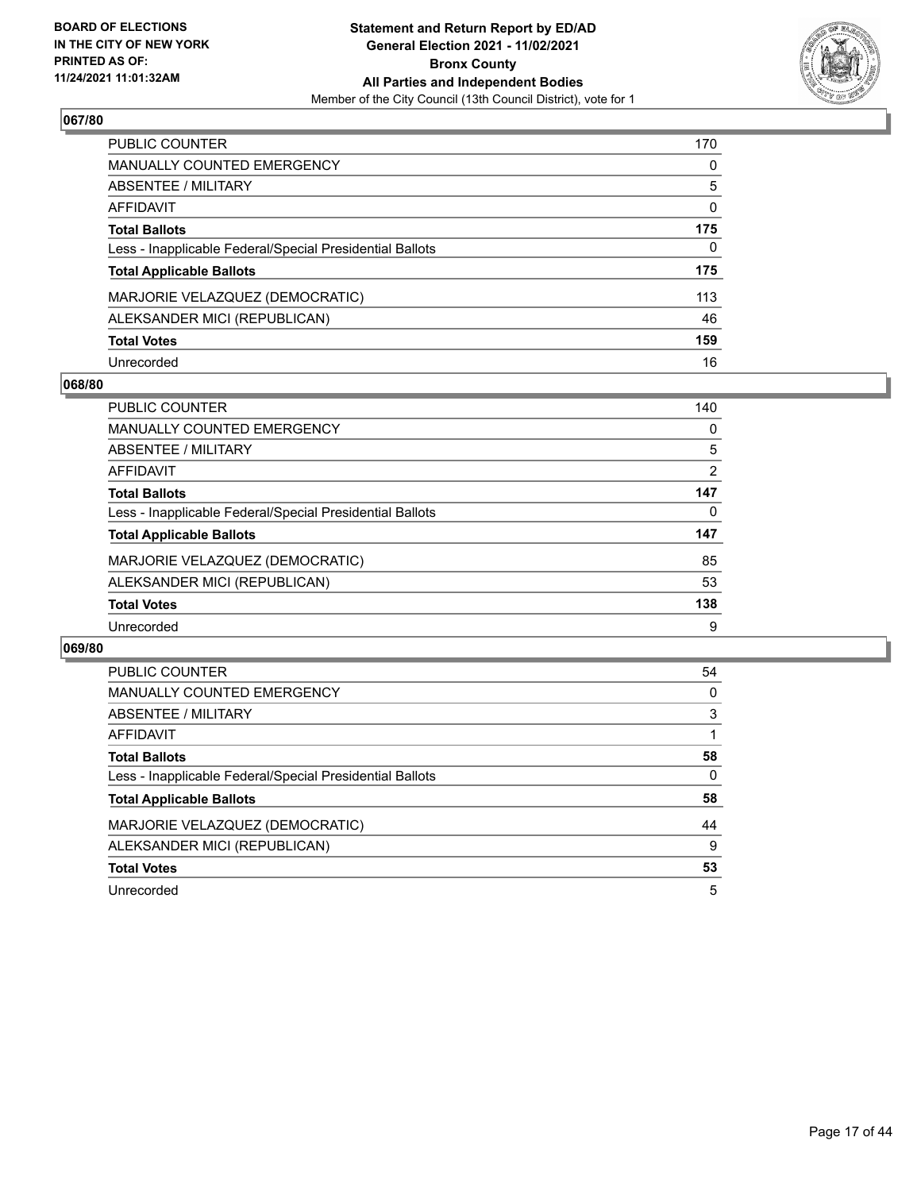**Statement and Return Report by ED/AD**
**General Election 2021 - 11/02/2021**
**Bronx County**
**All Parties and Independent Bodies**
Member of the City Council (13th Council District), vote for 1

BOARD OF ELECTIONS IN THE CITY OF NEW YORK PRINTED AS OF: 11/24/2021 11:01:32AM

## 067/80

| | |
|---|---|
| PUBLIC COUNTER | 170 |
| MANUALLY COUNTED EMERGENCY | 0 |
| ABSENTEE / MILITARY | 5 |
| AFFIDAVIT | 0 |
| **Total Ballots** | **175** |
| Less - Inapplicable Federal/Special Presidential Ballots | 0 |
| **Total Applicable Ballots** | **175** |
| MARJORIE VELAZQUEZ (DEMOCRATIC) | 113 |
| ALEKSANDER MICI (REPUBLICAN) | 46 |
| **Total Votes** | **159** |
| Unrecorded | 16 |

## 068/80

| | |
|---|---|
| PUBLIC COUNTER | 140 |
| MANUALLY COUNTED EMERGENCY | 0 |
| ABSENTEE / MILITARY | 5 |
| AFFIDAVIT | 2 |
| **Total Ballots** | **147** |
| Less - Inapplicable Federal/Special Presidential Ballots | 0 |
| **Total Applicable Ballots** | **147** |
| MARJORIE VELAZQUEZ (DEMOCRATIC) | 85 |
| ALEKSANDER MICI (REPUBLICAN) | 53 |
| **Total Votes** | **138** |
| Unrecorded | 9 |

## 069/80

| | |
|---|---|
| PUBLIC COUNTER | 54 |
| MANUALLY COUNTED EMERGENCY | 0 |
| ABSENTEE / MILITARY | 3 |
| AFFIDAVIT | 1 |
| **Total Ballots** | **58** |
| Less - Inapplicable Federal/Special Presidential Ballots | 0 |
| **Total Applicable Ballots** | **58** |
| MARJORIE VELAZQUEZ (DEMOCRATIC) | 44 |
| ALEKSANDER MICI (REPUBLICAN) | 9 |
| **Total Votes** | **53** |
| Unrecorded | 5 |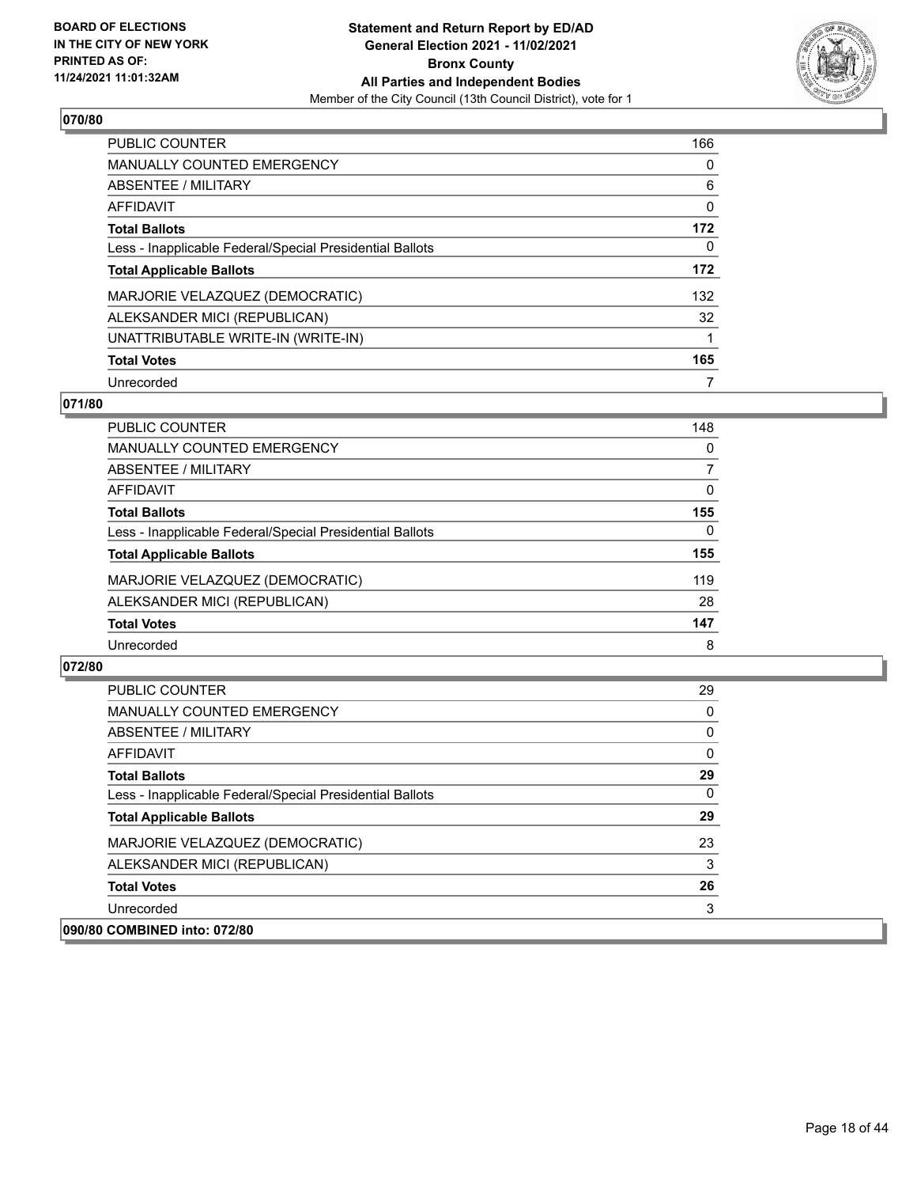## 070/80

| | |
|---|---|
| PUBLIC COUNTER | 166 |
| MANUALLY COUNTED EMERGENCY | 0 |
| ABSENTEE / MILITARY | 6 |
| AFFIDAVIT | 0 |
| **Total Ballots** | **172** |
| Less - Inapplicable Federal/Special Presidential Ballots | 0 |
| **Total Applicable Ballots** | **172** |
| MARJORIE VELAZQUEZ (DEMOCRATIC) | 132 |
| ALEKSANDER MICI (REPUBLICAN) | 32 |
| UNATTRIBUTABLE WRITE-IN (WRITE-IN) | 1 |
| **Total Votes** | **165** |
| Unrecorded | 7 |

## 071/80

| | |
|---|---|
| PUBLIC COUNTER | 148 |
| MANUALLY COUNTED EMERGENCY | 0 |
| ABSENTEE / MILITARY | 7 |
| AFFIDAVIT | 0 |
| **Total Ballots** | **155** |
| Less - Inapplicable Federal/Special Presidential Ballots | 0 |
| **Total Applicable Ballots** | **155** |
| MARJORIE VELAZQUEZ (DEMOCRATIC) | 119 |
| ALEKSANDER MICI (REPUBLICAN) | 28 |
| **Total Votes** | **147** |
| Unrecorded | 8 |

## 072/80

| | |
|---|---|
| PUBLIC COUNTER | 29 |
| MANUALLY COUNTED EMERGENCY | 0 |
| ABSENTEE / MILITARY | 0 |
| AFFIDAVIT | 0 |
| **Total Ballots** | **29** |
| Less - Inapplicable Federal/Special Presidential Ballots | 0 |
| **Total Applicable Ballots** | **29** |
| MARJORIE VELAZQUEZ (DEMOCRATIC) | 23 |
| ALEKSANDER MICI (REPUBLICAN) | 3 |
| **Total Votes** | **26** |
| Unrecorded | 3 |

## 090/80 COMBINED into: 072/80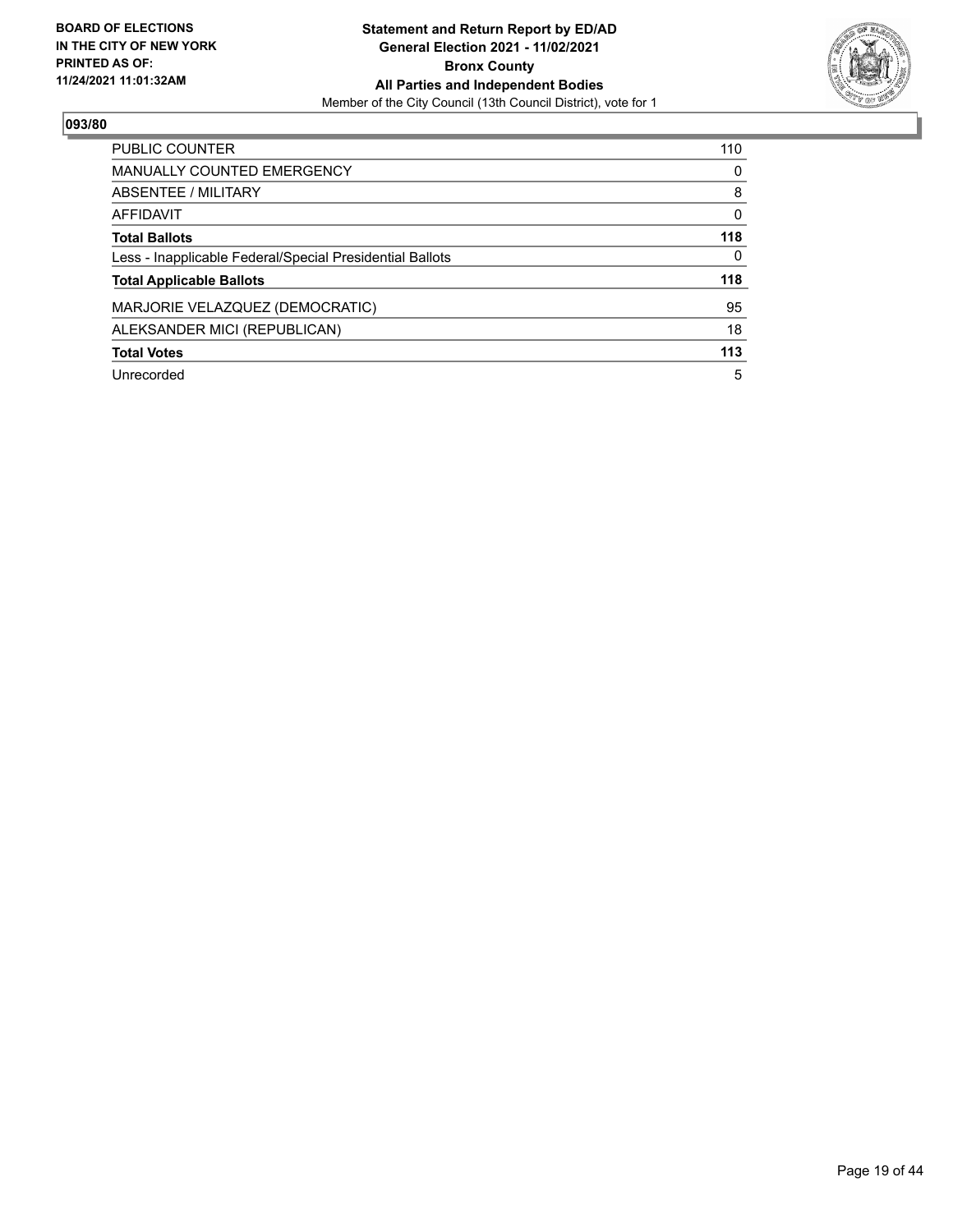**BOARD OF ELECTIONS IN THE CITY OF NEW YORK PRINTED AS OF: 11/24/2021 11:01:32AM**

**Statement and Return Report by ED/AD**
**General Election 2021 - 11/02/2021**
**Bronx County**
**All Parties and Independent Bodies**
Member of the City Council (13th Council District), vote for 1

## 093/80

| | |
|---|---|
| PUBLIC COUNTER | 110 |
| MANUALLY COUNTED EMERGENCY | 0 |
| ABSENTEE / MILITARY | 8 |
| AFFIDAVIT | 0 |
| **Total Ballots** | **118** |
| Less - Inapplicable Federal/Special Presidential Ballots | 0 |
| **Total Applicable Ballots** | **118** |
| MARJORIE VELAZQUEZ (DEMOCRATIC) | 95 |
| ALEKSANDER MICI (REPUBLICAN) | 18 |
| **Total Votes** | **113** |
| Unrecorded | 5 |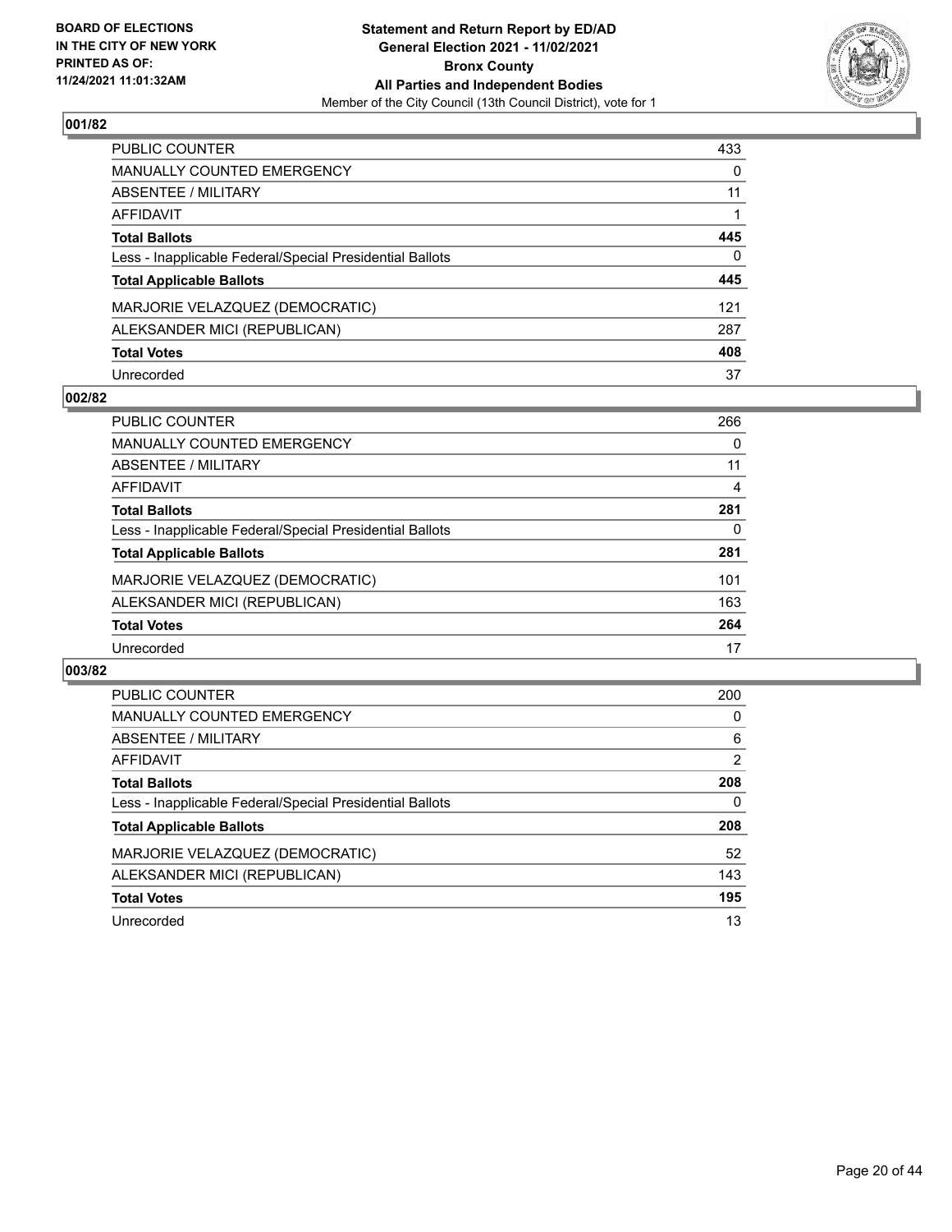BOARD OF ELECTIONS
IN THE CITY OF NEW YORK
PRINTED AS OF:
11/24/2021 11:01:32AM

**Statement and Return Report by ED/AD**
**General Election 2021 - 11/02/2021**
**Bronx County**
**All Parties and Independent Bodies**
Member of the City Council (13th Council District), vote for 1

### 001/82

| | |
|---|---|
| PUBLIC COUNTER | 433 |
| MANUALLY COUNTED EMERGENCY | 0 |
| ABSENTEE / MILITARY | 11 |
| AFFIDAVIT | 1 |
| **Total Ballots** | **445** |
| Less - Inapplicable Federal/Special Presidential Ballots | 0 |
| **Total Applicable Ballots** | **445** |
| MARJORIE VELAZQUEZ (DEMOCRATIC) | 121 |
| ALEKSANDER MICI (REPUBLICAN) | 287 |
| **Total Votes** | **408** |
| Unrecorded | 37 |

### 002/82

| | |
|---|---|
| PUBLIC COUNTER | 266 |
| MANUALLY COUNTED EMERGENCY | 0 |
| ABSENTEE / MILITARY | 11 |
| AFFIDAVIT | 4 |
| **Total Ballots** | **281** |
| Less - Inapplicable Federal/Special Presidential Ballots | 0 |
| **Total Applicable Ballots** | **281** |
| MARJORIE VELAZQUEZ (DEMOCRATIC) | 101 |
| ALEKSANDER MICI (REPUBLICAN) | 163 |
| **Total Votes** | **264** |
| Unrecorded | 17 |

### 003/82

| | |
|---|---|
| PUBLIC COUNTER | 200 |
| MANUALLY COUNTED EMERGENCY | 0 |
| ABSENTEE / MILITARY | 6 |
| AFFIDAVIT | 2 |
| **Total Ballots** | **208** |
| Less - Inapplicable Federal/Special Presidential Ballots | 0 |
| **Total Applicable Ballots** | **208** |
| MARJORIE VELAZQUEZ (DEMOCRATIC) | 52 |
| ALEKSANDER MICI (REPUBLICAN) | 143 |
| **Total Votes** | **195** |
| Unrecorded | 13 |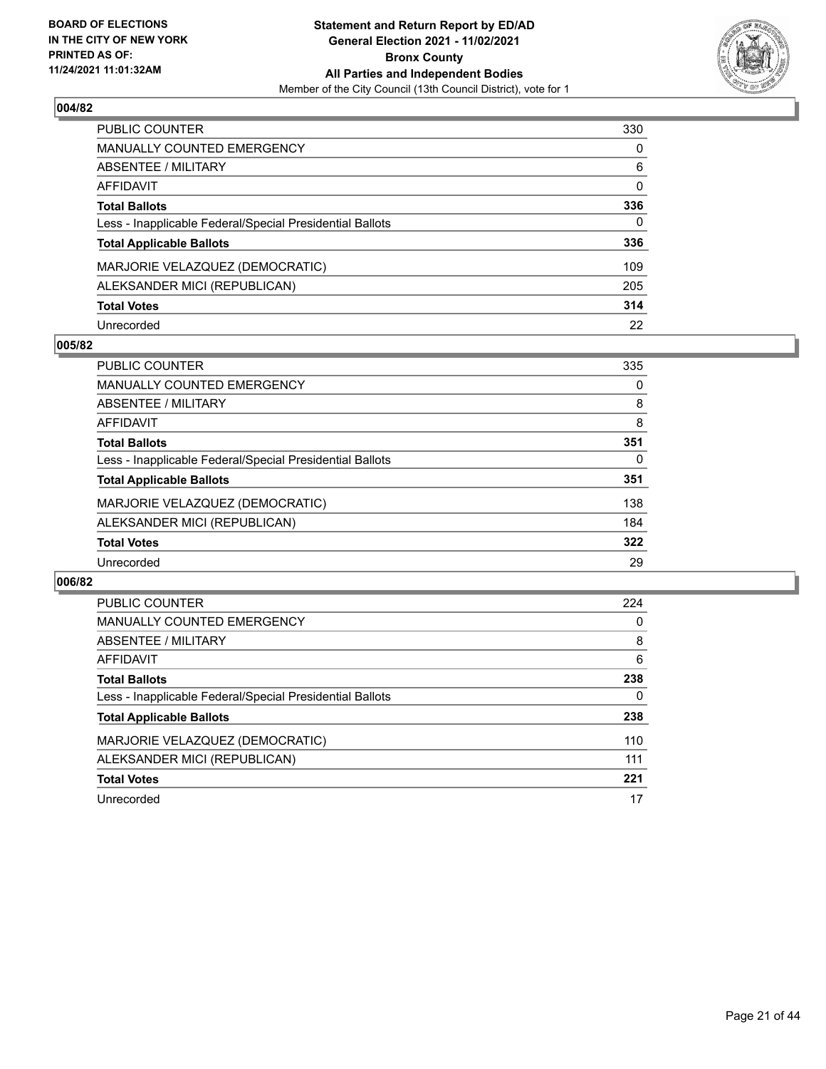**BOARD OF ELECTIONS IN THE CITY OF NEW YORK PRINTED AS OF: 11/24/2021 11:01:32AM**

**Statement and Return Report by ED/AD General Election 2021 - 11/02/2021 Bronx County All Parties and Independent Bodies**

Member of the City Council (13th Council District), vote for 1

## 004/82

| | |
|---|---|
| PUBLIC COUNTER | 330 |
| MANUALLY COUNTED EMERGENCY | 0 |
| ABSENTEE / MILITARY | 6 |
| AFFIDAVIT | 0 |
| **Total Ballots** | **336** |
| Less - Inapplicable Federal/Special Presidential Ballots | 0 |
| **Total Applicable Ballots** | **336** |
| MARJORIE VELAZQUEZ (DEMOCRATIC) | 109 |
| ALEKSANDER MICI (REPUBLICAN) | 205 |
| **Total Votes** | **314** |
| Unrecorded | 22 |

## 005/82

| | |
|---|---|
| PUBLIC COUNTER | 335 |
| MANUALLY COUNTED EMERGENCY | 0 |
| ABSENTEE / MILITARY | 8 |
| AFFIDAVIT | 8 |
| **Total Ballots** | **351** |
| Less - Inapplicable Federal/Special Presidential Ballots | 0 |
| **Total Applicable Ballots** | **351** |
| MARJORIE VELAZQUEZ (DEMOCRATIC) | 138 |
| ALEKSANDER MICI (REPUBLICAN) | 184 |
| **Total Votes** | **322** |
| Unrecorded | 29 |

## 006/82

| | |
|---|---|
| PUBLIC COUNTER | 224 |
| MANUALLY COUNTED EMERGENCY | 0 |
| ABSENTEE / MILITARY | 8 |
| AFFIDAVIT | 6 |
| **Total Ballots** | **238** |
| Less - Inapplicable Federal/Special Presidential Ballots | 0 |
| **Total Applicable Ballots** | **238** |
| MARJORIE VELAZQUEZ (DEMOCRATIC) | 110 |
| ALEKSANDER MICI (REPUBLICAN) | 111 |
| **Total Votes** | **221** |
| Unrecorded | 17 |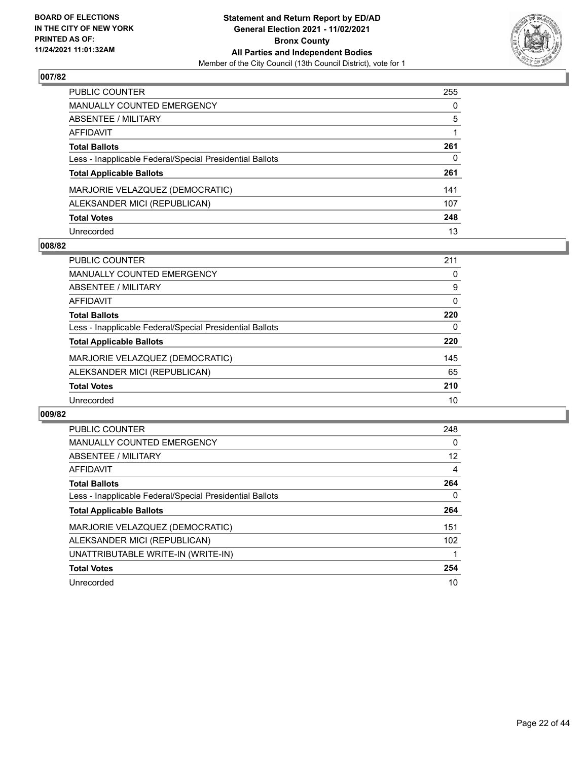**BOARD OF ELECTIONS IN THE CITY OF NEW YORK PRINTED AS OF: 11/24/2021 11:01:32AM**

**Statement and Return Report by ED/AD General Election 2021 - 11/02/2021 Bronx County All Parties and Independent Bodies**
Member of the City Council (13th Council District), vote for 1

## 007/82

| | |
|---|---|
| PUBLIC COUNTER | 255 |
| MANUALLY COUNTED EMERGENCY | 0 |
| ABSENTEE / MILITARY | 5 |
| AFFIDAVIT | 1 |
| **Total Ballots** | **261** |
| Less - Inapplicable Federal/Special Presidential Ballots | 0 |
| **Total Applicable Ballots** | **261** |
| MARJORIE VELAZQUEZ (DEMOCRATIC) | 141 |
| ALEKSANDER MICI (REPUBLICAN) | 107 |
| **Total Votes** | **248** |
| Unrecorded | 13 |

## 008/82

| | |
|---|---|
| PUBLIC COUNTER | 211 |
| MANUALLY COUNTED EMERGENCY | 0 |
| ABSENTEE / MILITARY | 9 |
| AFFIDAVIT | 0 |
| **Total Ballots** | **220** |
| Less - Inapplicable Federal/Special Presidential Ballots | 0 |
| **Total Applicable Ballots** | **220** |
| MARJORIE VELAZQUEZ (DEMOCRATIC) | 145 |
| ALEKSANDER MICI (REPUBLICAN) | 65 |
| **Total Votes** | **210** |
| Unrecorded | 10 |

## 009/82

| | |
|---|---|
| PUBLIC COUNTER | 248 |
| MANUALLY COUNTED EMERGENCY | 0 |
| ABSENTEE / MILITARY | 12 |
| AFFIDAVIT | 4 |
| **Total Ballots** | **264** |
| Less - Inapplicable Federal/Special Presidential Ballots | 0 |
| **Total Applicable Ballots** | **264** |
| MARJORIE VELAZQUEZ (DEMOCRATIC) | 151 |
| ALEKSANDER MICI (REPUBLICAN) | 102 |
| UNATTRIBUTABLE WRITE-IN (WRITE-IN) | 1 |
| **Total Votes** | **254** |
| Unrecorded | 10 |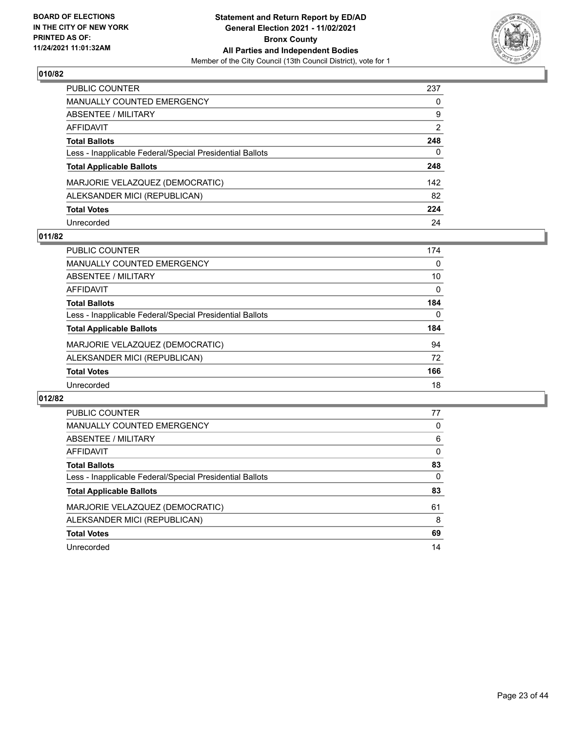**BOARD OF ELECTIONS IN THE CITY OF NEW YORK PRINTED AS OF: 11/24/2021 11:01:32AM**

**Statement and Return Report by ED/AD General Election 2021 - 11/02/2021 Bronx County All Parties and Independent Bodies**
Member of the City Council (13th Council District), vote for 1

## 010/82

| | |
|---|---|
| PUBLIC COUNTER | 237 |
| MANUALLY COUNTED EMERGENCY | 0 |
| ABSENTEE / MILITARY | 9 |
| AFFIDAVIT | 2 |
| **Total Ballots** | **248** |
| Less - Inapplicable Federal/Special Presidential Ballots | 0 |
| **Total Applicable Ballots** | **248** |
| MARJORIE VELAZQUEZ (DEMOCRATIC) | 142 |
| ALEKSANDER MICI (REPUBLICAN) | 82 |
| **Total Votes** | **224** |
| Unrecorded | 24 |

## 011/82

| | |
|---|---|
| PUBLIC COUNTER | 174 |
| MANUALLY COUNTED EMERGENCY | 0 |
| ABSENTEE / MILITARY | 10 |
| AFFIDAVIT | 0 |
| **Total Ballots** | **184** |
| Less - Inapplicable Federal/Special Presidential Ballots | 0 |
| **Total Applicable Ballots** | **184** |
| MARJORIE VELAZQUEZ (DEMOCRATIC) | 94 |
| ALEKSANDER MICI (REPUBLICAN) | 72 |
| **Total Votes** | **166** |
| Unrecorded | 18 |

## 012/82

| | |
|---|---|
| PUBLIC COUNTER | 77 |
| MANUALLY COUNTED EMERGENCY | 0 |
| ABSENTEE / MILITARY | 6 |
| AFFIDAVIT | 0 |
| **Total Ballots** | **83** |
| Less - Inapplicable Federal/Special Presidential Ballots | 0 |
| **Total Applicable Ballots** | **83** |
| MARJORIE VELAZQUEZ (DEMOCRATIC) | 61 |
| ALEKSANDER MICI (REPUBLICAN) | 8 |
| **Total Votes** | **69** |
| Unrecorded | 14 |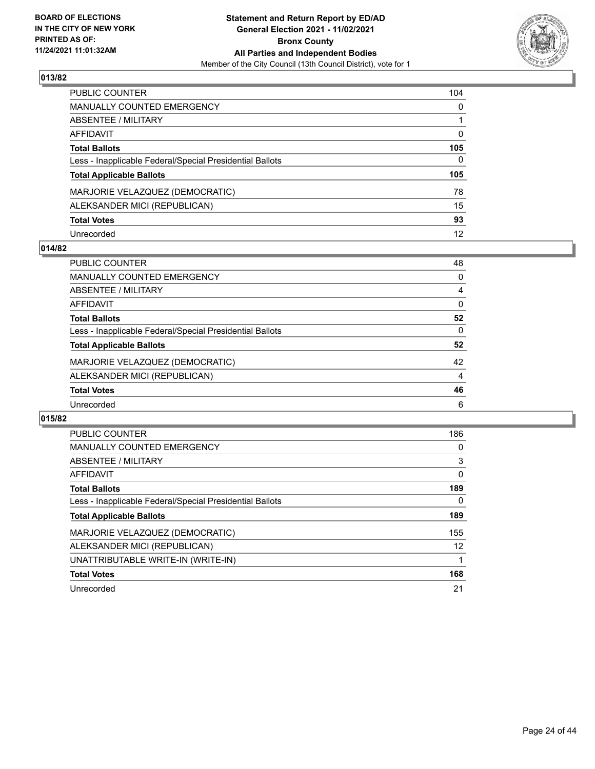**BOARD OF ELECTIONS IN THE CITY OF NEW YORK PRINTED AS OF: 11/24/2021 11:01:32AM**

**Statement and Return Report by ED/AD General Election 2021 - 11/02/2021 Bronx County All Parties and Independent Bodies**

Member of the City Council (13th Council District), vote for 1

## 013/82

| | |
|---|---|
| PUBLIC COUNTER | 104 |
| MANUALLY COUNTED EMERGENCY | 0 |
| ABSENTEE / MILITARY | 1 |
| AFFIDAVIT | 0 |
| **Total Ballots** | **105** |
| Less - Inapplicable Federal/Special Presidential Ballots | 0 |
| **Total Applicable Ballots** | **105** |
| MARJORIE VELAZQUEZ (DEMOCRATIC) | 78 |
| ALEKSANDER MICI (REPUBLICAN) | 15 |
| **Total Votes** | **93** |
| Unrecorded | 12 |

## 014/82

| | |
|---|---|
| PUBLIC COUNTER | 48 |
| MANUALLY COUNTED EMERGENCY | 0 |
| ABSENTEE / MILITARY | 4 |
| AFFIDAVIT | 0 |
| **Total Ballots** | **52** |
| Less - Inapplicable Federal/Special Presidential Ballots | 0 |
| **Total Applicable Ballots** | **52** |
| MARJORIE VELAZQUEZ (DEMOCRATIC) | 42 |
| ALEKSANDER MICI (REPUBLICAN) | 4 |
| **Total Votes** | **46** |
| Unrecorded | 6 |

## 015/82

| | |
|---|---|
| PUBLIC COUNTER | 186 |
| MANUALLY COUNTED EMERGENCY | 0 |
| ABSENTEE / MILITARY | 3 |
| AFFIDAVIT | 0 |
| **Total Ballots** | **189** |
| Less - Inapplicable Federal/Special Presidential Ballots | 0 |
| **Total Applicable Ballots** | **189** |
| MARJORIE VELAZQUEZ (DEMOCRATIC) | 155 |
| ALEKSANDER MICI (REPUBLICAN) | 12 |
| UNATTRIBUTABLE WRITE-IN (WRITE-IN) | 1 |
| **Total Votes** | **168** |
| Unrecorded | 21 |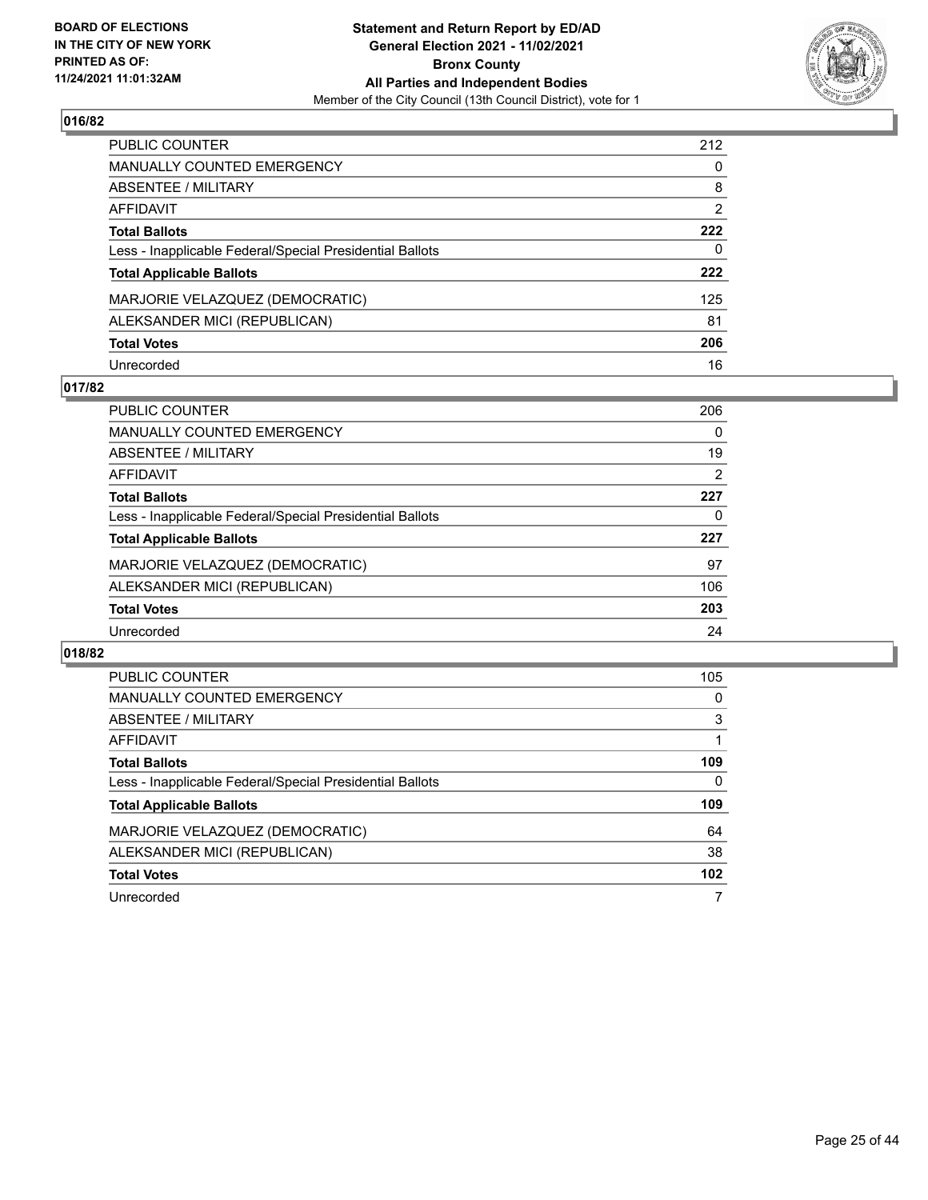## 016/82

| | |
|---|---|
| PUBLIC COUNTER | 212 |
| MANUALLY COUNTED EMERGENCY | 0 |
| ABSENTEE / MILITARY | 8 |
| AFFIDAVIT | 2 |
| **Total Ballots** | **222** |
| Less - Inapplicable Federal/Special Presidential Ballots | 0 |
| **Total Applicable Ballots** | **222** |
| MARJORIE VELAZQUEZ (DEMOCRATIC) | 125 |
| ALEKSANDER MICI (REPUBLICAN) | 81 |
| **Total Votes** | **206** |
| Unrecorded | 16 |

## 017/82

| | |
|---|---|
| PUBLIC COUNTER | 206 |
| MANUALLY COUNTED EMERGENCY | 0 |
| ABSENTEE / MILITARY | 19 |
| AFFIDAVIT | 2 |
| **Total Ballots** | **227** |
| Less - Inapplicable Federal/Special Presidential Ballots | 0 |
| **Total Applicable Ballots** | **227** |
| MARJORIE VELAZQUEZ (DEMOCRATIC) | 97 |
| ALEKSANDER MICI (REPUBLICAN) | 106 |
| **Total Votes** | **203** |
| Unrecorded | 24 |

## 018/82

| | |
|---|---|
| PUBLIC COUNTER | 105 |
| MANUALLY COUNTED EMERGENCY | 0 |
| ABSENTEE / MILITARY | 3 |
| AFFIDAVIT | 1 |
| **Total Ballots** | **109** |
| Less - Inapplicable Federal/Special Presidential Ballots | 0 |
| **Total Applicable Ballots** | **109** |
| MARJORIE VELAZQUEZ (DEMOCRATIC) | 64 |
| ALEKSANDER MICI (REPUBLICAN) | 38 |
| **Total Votes** | **102** |
| Unrecorded | 7 |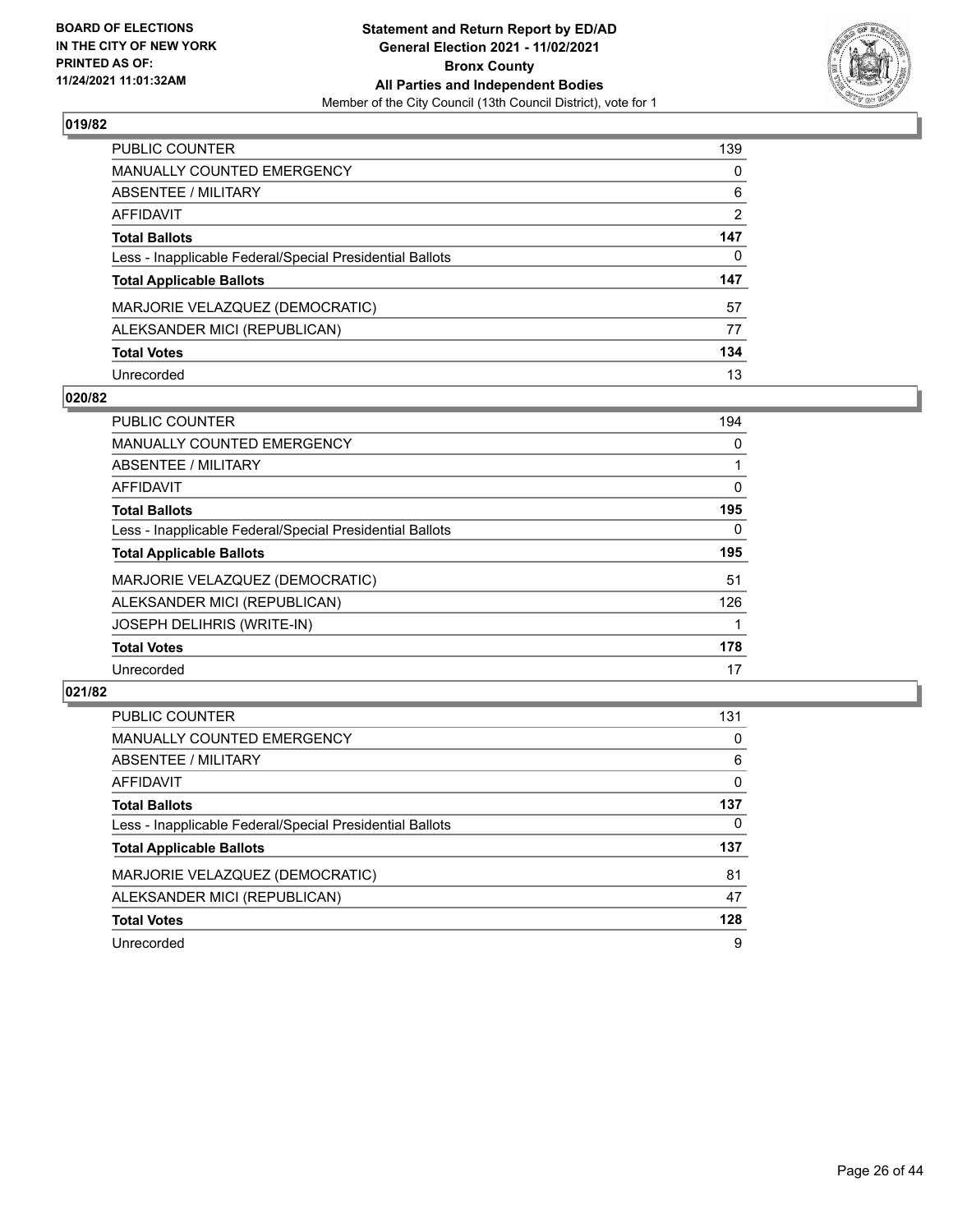**BOARD OF ELECTIONS IN THE CITY OF NEW YORK PRINTED AS OF: 11/24/2021 11:01:32AM**

**Statement and Return Report by ED/AD General Election 2021 - 11/02/2021 Bronx County All Parties and Independent Bodies**
Member of the City Council (13th Council District), vote for 1

## 019/82

| | |
|---|---|
| PUBLIC COUNTER | 139 |
| MANUALLY COUNTED EMERGENCY | 0 |
| ABSENTEE / MILITARY | 6 |
| AFFIDAVIT | 2 |
| **Total Ballots** | **147** |
| Less - Inapplicable Federal/Special Presidential Ballots | 0 |
| **Total Applicable Ballots** | **147** |
| MARJORIE VELAZQUEZ (DEMOCRATIC) | 57 |
| ALEKSANDER MICI (REPUBLICAN) | 77 |
| **Total Votes** | **134** |
| Unrecorded | 13 |

## 020/82

| | |
|---|---|
| PUBLIC COUNTER | 194 |
| MANUALLY COUNTED EMERGENCY | 0 |
| ABSENTEE / MILITARY | 1 |
| AFFIDAVIT | 0 |
| **Total Ballots** | **195** |
| Less - Inapplicable Federal/Special Presidential Ballots | 0 |
| **Total Applicable Ballots** | **195** |
| MARJORIE VELAZQUEZ (DEMOCRATIC) | 51 |
| ALEKSANDER MICI (REPUBLICAN) | 126 |
| JOSEPH DELIHRIS (WRITE-IN) | 1 |
| **Total Votes** | **178** |
| Unrecorded | 17 |

## 021/82

| | |
|---|---|
| PUBLIC COUNTER | 131 |
| MANUALLY COUNTED EMERGENCY | 0 |
| ABSENTEE / MILITARY | 6 |
| AFFIDAVIT | 0 |
| **Total Ballots** | **137** |
| Less - Inapplicable Federal/Special Presidential Ballots | 0 |
| **Total Applicable Ballots** | **137** |
| MARJORIE VELAZQUEZ (DEMOCRATIC) | 81 |
| ALEKSANDER MICI (REPUBLICAN) | 47 |
| **Total Votes** | **128** |
| Unrecorded | 9 |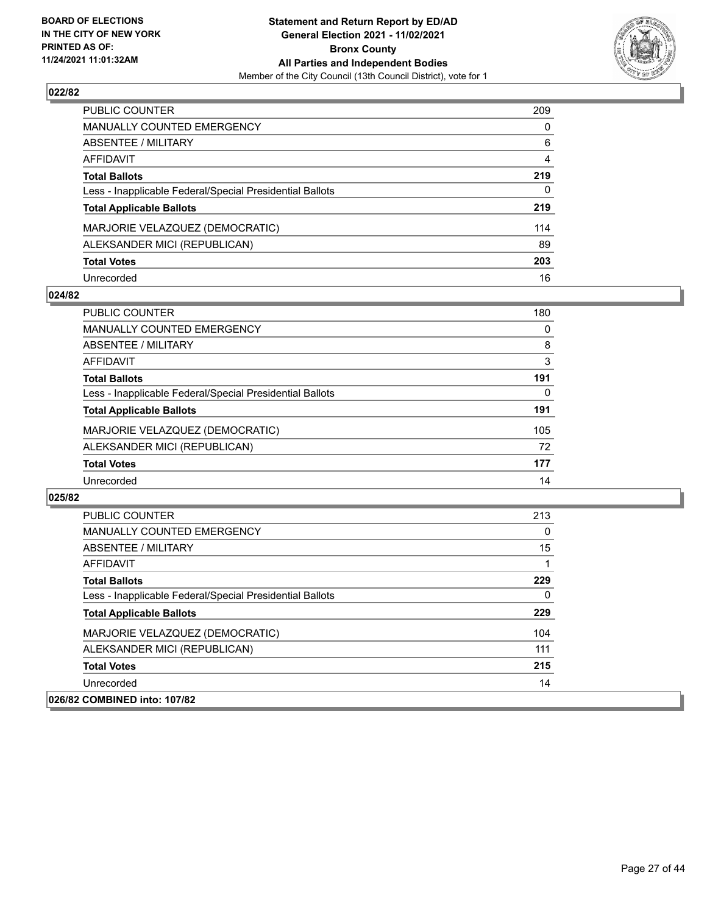**Statement and Return Report by ED/AD**
**General Election 2021 - 11/02/2021**
**Bronx County**
**All Parties and Independent Bodies**
Member of the City Council (13th Council District), vote for 1

BOARD OF ELECTIONS
IN THE CITY OF NEW YORK
PRINTED AS OF:
11/24/2021 11:01:32AM

### 022/82

| | |
|---|---|
| PUBLIC COUNTER | 209 |
| MANUALLY COUNTED EMERGENCY | 0 |
| ABSENTEE / MILITARY | 6 |
| AFFIDAVIT | 4 |
| **Total Ballots** | **219** |
| Less - Inapplicable Federal/Special Presidential Ballots | 0 |
| **Total Applicable Ballots** | **219** |
| MARJORIE VELAZQUEZ (DEMOCRATIC) | 114 |
| ALEKSANDER MICI (REPUBLICAN) | 89 |
| **Total Votes** | **203** |
| Unrecorded | 16 |

### 024/82

| | |
|---|---|
| PUBLIC COUNTER | 180 |
| MANUALLY COUNTED EMERGENCY | 0 |
| ABSENTEE / MILITARY | 8 |
| AFFIDAVIT | 3 |
| **Total Ballots** | **191** |
| Less - Inapplicable Federal/Special Presidential Ballots | 0 |
| **Total Applicable Ballots** | **191** |
| MARJORIE VELAZQUEZ (DEMOCRATIC) | 105 |
| ALEKSANDER MICI (REPUBLICAN) | 72 |
| **Total Votes** | **177** |
| Unrecorded | 14 |

### 025/82

| | |
|---|---|
| PUBLIC COUNTER | 213 |
| MANUALLY COUNTED EMERGENCY | 0 |
| ABSENTEE / MILITARY | 15 |
| AFFIDAVIT | 1 |
| **Total Ballots** | **229** |
| Less - Inapplicable Federal/Special Presidential Ballots | 0 |
| **Total Applicable Ballots** | **229** |
| MARJORIE VELAZQUEZ (DEMOCRATIC) | 104 |
| ALEKSANDER MICI (REPUBLICAN) | 111 |
| **Total Votes** | **215** |
| Unrecorded | 14 |

### 026/82 COMBINED into: 107/82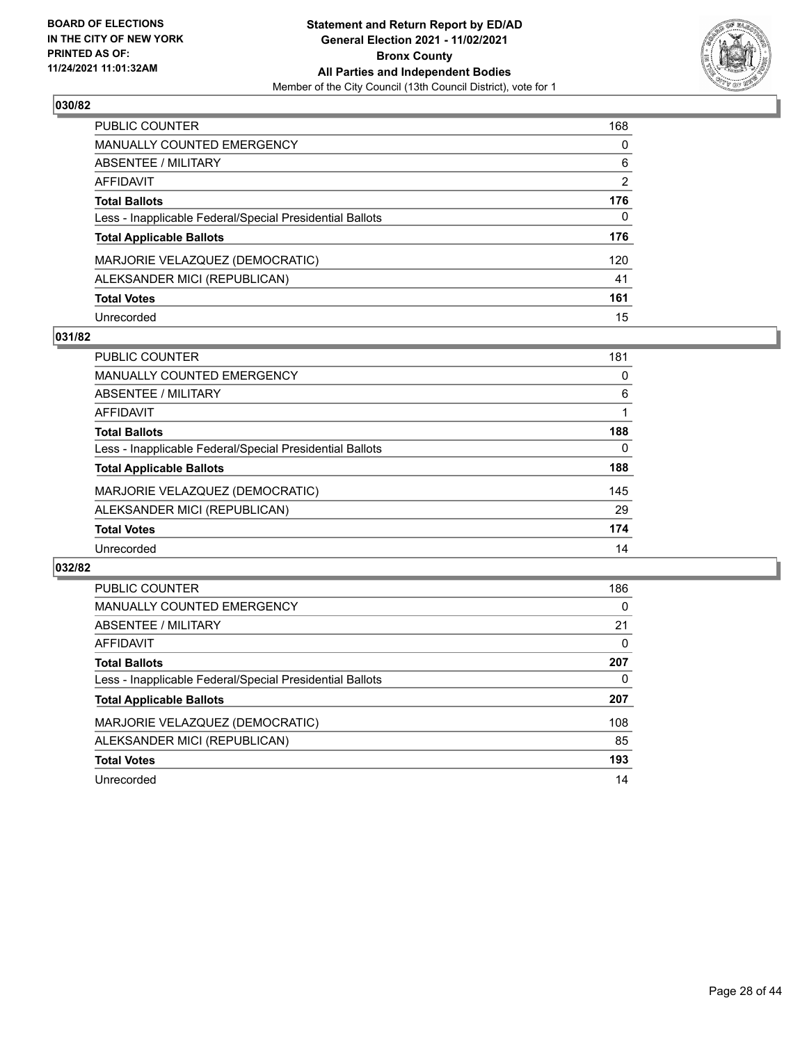## 030/82

| | |
|---|---|
| PUBLIC COUNTER | 168 |
| MANUALLY COUNTED EMERGENCY | 0 |
| ABSENTEE / MILITARY | 6 |
| AFFIDAVIT | 2 |
| **Total Ballots** | **176** |
| Less - Inapplicable Federal/Special Presidential Ballots | 0 |
| **Total Applicable Ballots** | **176** |
| MARJORIE VELAZQUEZ (DEMOCRATIC) | 120 |
| ALEKSANDER MICI (REPUBLICAN) | 41 |
| **Total Votes** | **161** |
| Unrecorded | 15 |

## 031/82

| | |
|---|---|
| PUBLIC COUNTER | 181 |
| MANUALLY COUNTED EMERGENCY | 0 |
| ABSENTEE / MILITARY | 6 |
| AFFIDAVIT | 1 |
| **Total Ballots** | **188** |
| Less - Inapplicable Federal/Special Presidential Ballots | 0 |
| **Total Applicable Ballots** | **188** |
| MARJORIE VELAZQUEZ (DEMOCRATIC) | 145 |
| ALEKSANDER MICI (REPUBLICAN) | 29 |
| **Total Votes** | **174** |
| Unrecorded | 14 |

## 032/82

| | |
|---|---|
| PUBLIC COUNTER | 186 |
| MANUALLY COUNTED EMERGENCY | 0 |
| ABSENTEE / MILITARY | 21 |
| AFFIDAVIT | 0 |
| **Total Ballots** | **207** |
| Less - Inapplicable Federal/Special Presidential Ballots | 0 |
| **Total Applicable Ballots** | **207** |
| MARJORIE VELAZQUEZ (DEMOCRATIC) | 108 |
| ALEKSANDER MICI (REPUBLICAN) | 85 |
| **Total Votes** | **193** |
| Unrecorded | 14 |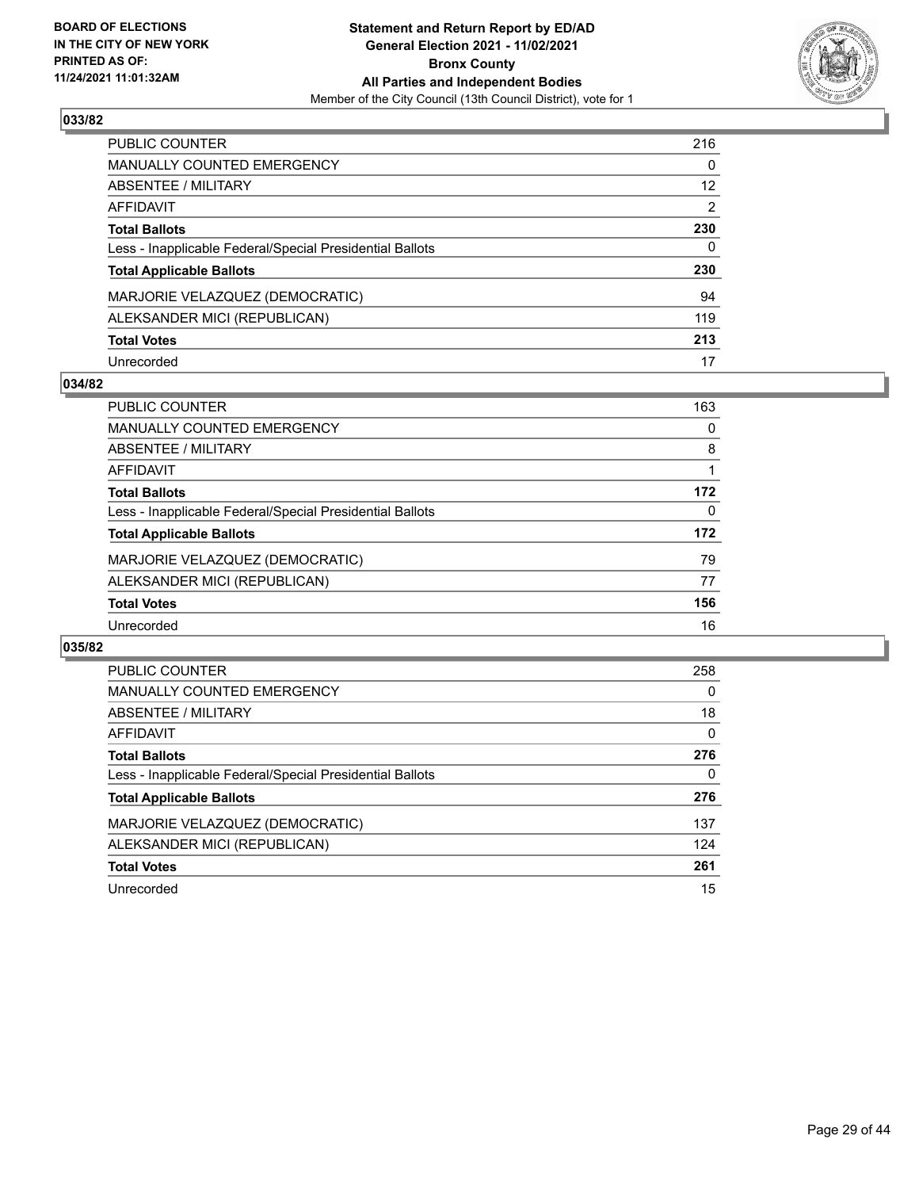**BOARD OF ELECTIONS IN THE CITY OF NEW YORK PRINTED AS OF: 11/24/2021 11:01:32AM**

**Statement and Return Report by ED/AD General Election 2021 - 11/02/2021 Bronx County All Parties and Independent Bodies**
Member of the City Council (13th Council District), vote for 1

### 033/82

| | |
|---|---|
| PUBLIC COUNTER | 216 |
| MANUALLY COUNTED EMERGENCY | 0 |
| ABSENTEE / MILITARY | 12 |
| AFFIDAVIT | 2 |
| **Total Ballots** | **230** |
| Less - Inapplicable Federal/Special Presidential Ballots | 0 |
| **Total Applicable Ballots** | **230** |
| MARJORIE VELAZQUEZ (DEMOCRATIC) | 94 |
| ALEKSANDER MICI (REPUBLICAN) | 119 |
| **Total Votes** | **213** |
| Unrecorded | 17 |

### 034/82

| | |
|---|---|
| PUBLIC COUNTER | 163 |
| MANUALLY COUNTED EMERGENCY | 0 |
| ABSENTEE / MILITARY | 8 |
| AFFIDAVIT | 1 |
| **Total Ballots** | **172** |
| Less - Inapplicable Federal/Special Presidential Ballots | 0 |
| **Total Applicable Ballots** | **172** |
| MARJORIE VELAZQUEZ (DEMOCRATIC) | 79 |
| ALEKSANDER MICI (REPUBLICAN) | 77 |
| **Total Votes** | **156** |
| Unrecorded | 16 |

### 035/82

| | |
|---|---|
| PUBLIC COUNTER | 258 |
| MANUALLY COUNTED EMERGENCY | 0 |
| ABSENTEE / MILITARY | 18 |
| AFFIDAVIT | 0 |
| **Total Ballots** | **276** |
| Less - Inapplicable Federal/Special Presidential Ballots | 0 |
| **Total Applicable Ballots** | **276** |
| MARJORIE VELAZQUEZ (DEMOCRATIC) | 137 |
| ALEKSANDER MICI (REPUBLICAN) | 124 |
| **Total Votes** | **261** |
| Unrecorded | 15 |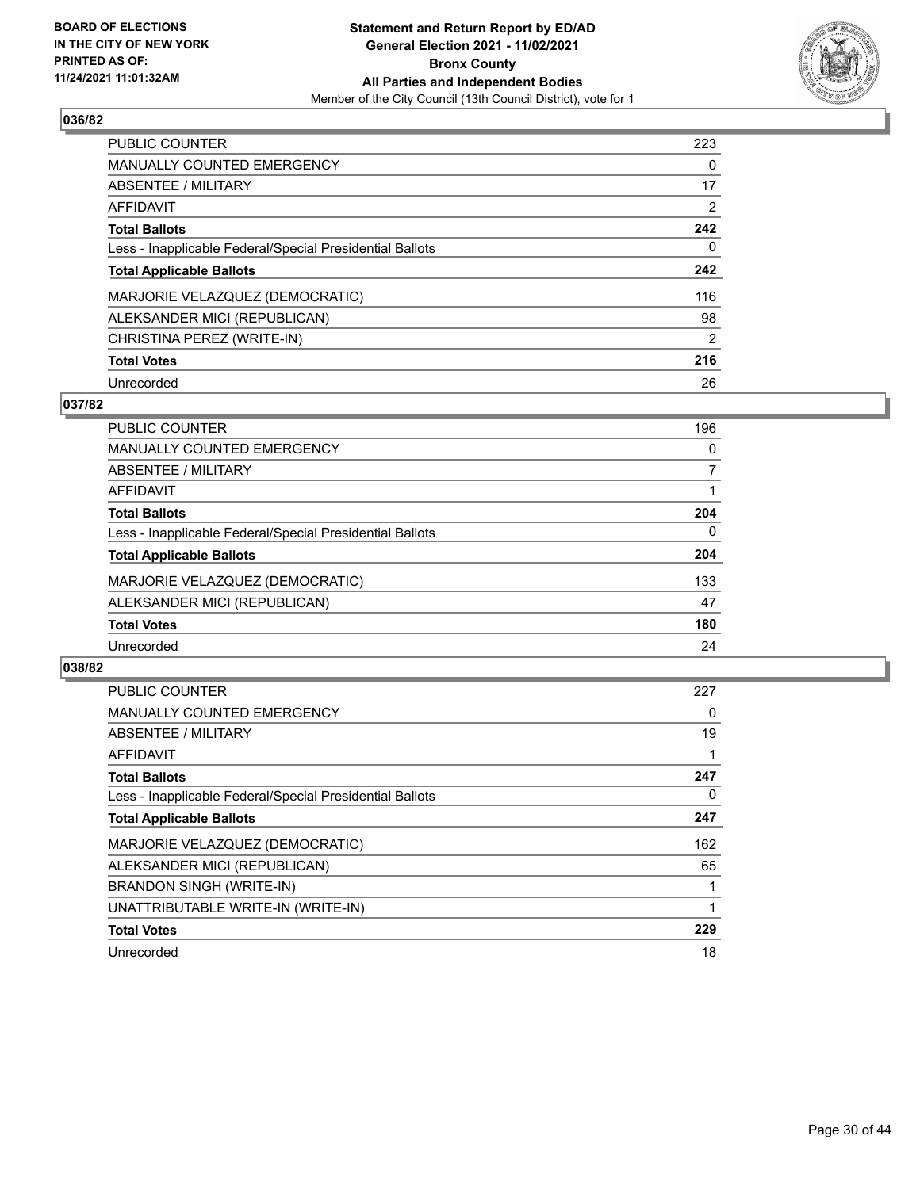**BOARD OF ELECTIONS IN THE CITY OF NEW YORK PRINTED AS OF: 11/24/2021 11:01:32AM**

**Statement and Return Report by ED/AD General Election 2021 - 11/02/2021 Bronx County All Parties and Independent Bodies**

Member of the City Council (13th Council District), vote for 1

## 036/82

| | |
|---|---|
| PUBLIC COUNTER | 223 |
| MANUALLY COUNTED EMERGENCY | 0 |
| ABSENTEE / MILITARY | 17 |
| AFFIDAVIT | 2 |
| **Total Ballots** | **242** |
| Less - Inapplicable Federal/Special Presidential Ballots | 0 |
| **Total Applicable Ballots** | **242** |
| MARJORIE VELAZQUEZ (DEMOCRATIC) | 116 |
| ALEKSANDER MICI (REPUBLICAN) | 98 |
| CHRISTINA PEREZ (WRITE-IN) | 2 |
| **Total Votes** | **216** |
| Unrecorded | 26 |

## 037/82

| | |
|---|---|
| PUBLIC COUNTER | 196 |
| MANUALLY COUNTED EMERGENCY | 0 |
| ABSENTEE / MILITARY | 7 |
| AFFIDAVIT | 1 |
| **Total Ballots** | **204** |
| Less - Inapplicable Federal/Special Presidential Ballots | 0 |
| **Total Applicable Ballots** | **204** |
| MARJORIE VELAZQUEZ (DEMOCRATIC) | 133 |
| ALEKSANDER MICI (REPUBLICAN) | 47 |
| **Total Votes** | **180** |
| Unrecorded | 24 |

## 038/82

| | |
|---|---|
| PUBLIC COUNTER | 227 |
| MANUALLY COUNTED EMERGENCY | 0 |
| ABSENTEE / MILITARY | 19 |
| AFFIDAVIT | 1 |
| **Total Ballots** | **247** |
| Less - Inapplicable Federal/Special Presidential Ballots | 0 |
| **Total Applicable Ballots** | **247** |
| MARJORIE VELAZQUEZ (DEMOCRATIC) | 162 |
| ALEKSANDER MICI (REPUBLICAN) | 65 |
| BRANDON SINGH (WRITE-IN) | 1 |
| UNATTRIBUTABLE WRITE-IN (WRITE-IN) | 1 |
| **Total Votes** | **229** |
| Unrecorded | 18 |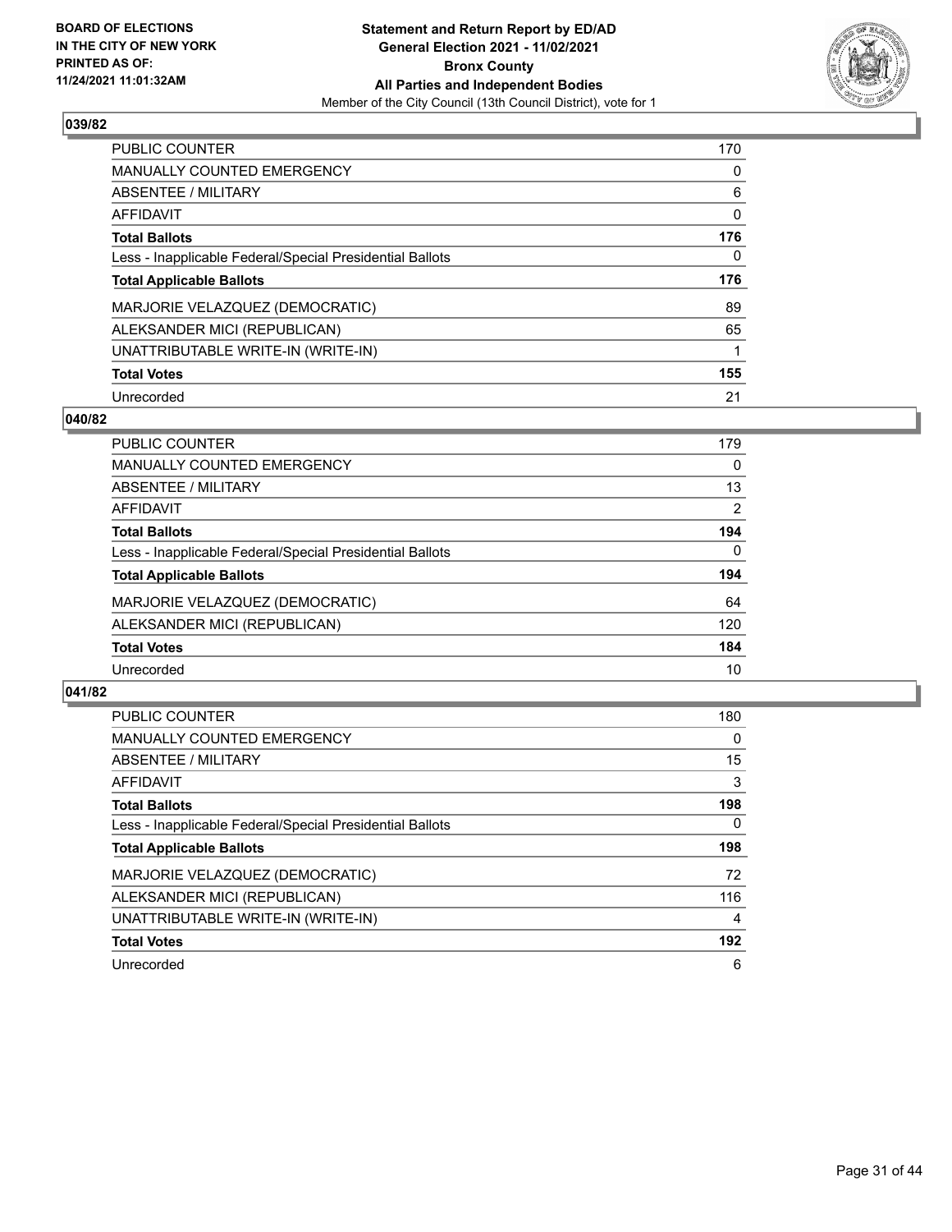**BOARD OF ELECTIONS IN THE CITY OF NEW YORK PRINTED AS OF: 11/24/2021 11:01:32AM**

**Statement and Return Report by ED/AD General Election 2021 - 11/02/2021 Bronx County All Parties and Independent Bodies**

Member of the City Council (13th Council District), vote for 1

## 039/82

| | |
|---|---|
| PUBLIC COUNTER | 170 |
| MANUALLY COUNTED EMERGENCY | 0 |
| ABSENTEE / MILITARY | 6 |
| AFFIDAVIT | 0 |
| **Total Ballots** | **176** |
| Less - Inapplicable Federal/Special Presidential Ballots | 0 |
| **Total Applicable Ballots** | **176** |
| MARJORIE VELAZQUEZ (DEMOCRATIC) | 89 |
| ALEKSANDER MICI (REPUBLICAN) | 65 |
| UNATTRIBUTABLE WRITE-IN (WRITE-IN) | 1 |
| **Total Votes** | **155** |
| Unrecorded | 21 |

## 040/82

| | |
|---|---|
| PUBLIC COUNTER | 179 |
| MANUALLY COUNTED EMERGENCY | 0 |
| ABSENTEE / MILITARY | 13 |
| AFFIDAVIT | 2 |
| **Total Ballots** | **194** |
| Less - Inapplicable Federal/Special Presidential Ballots | 0 |
| **Total Applicable Ballots** | **194** |
| MARJORIE VELAZQUEZ (DEMOCRATIC) | 64 |
| ALEKSANDER MICI (REPUBLICAN) | 120 |
| **Total Votes** | **184** |
| Unrecorded | 10 |

## 041/82

| | |
|---|---|
| PUBLIC COUNTER | 180 |
| MANUALLY COUNTED EMERGENCY | 0 |
| ABSENTEE / MILITARY | 15 |
| AFFIDAVIT | 3 |
| **Total Ballots** | **198** |
| Less - Inapplicable Federal/Special Presidential Ballots | 0 |
| **Total Applicable Ballots** | **198** |
| MARJORIE VELAZQUEZ (DEMOCRATIC) | 72 |
| ALEKSANDER MICI (REPUBLICAN) | 116 |
| UNATTRIBUTABLE WRITE-IN (WRITE-IN) | 4 |
| **Total Votes** | **192** |
| Unrecorded | 6 |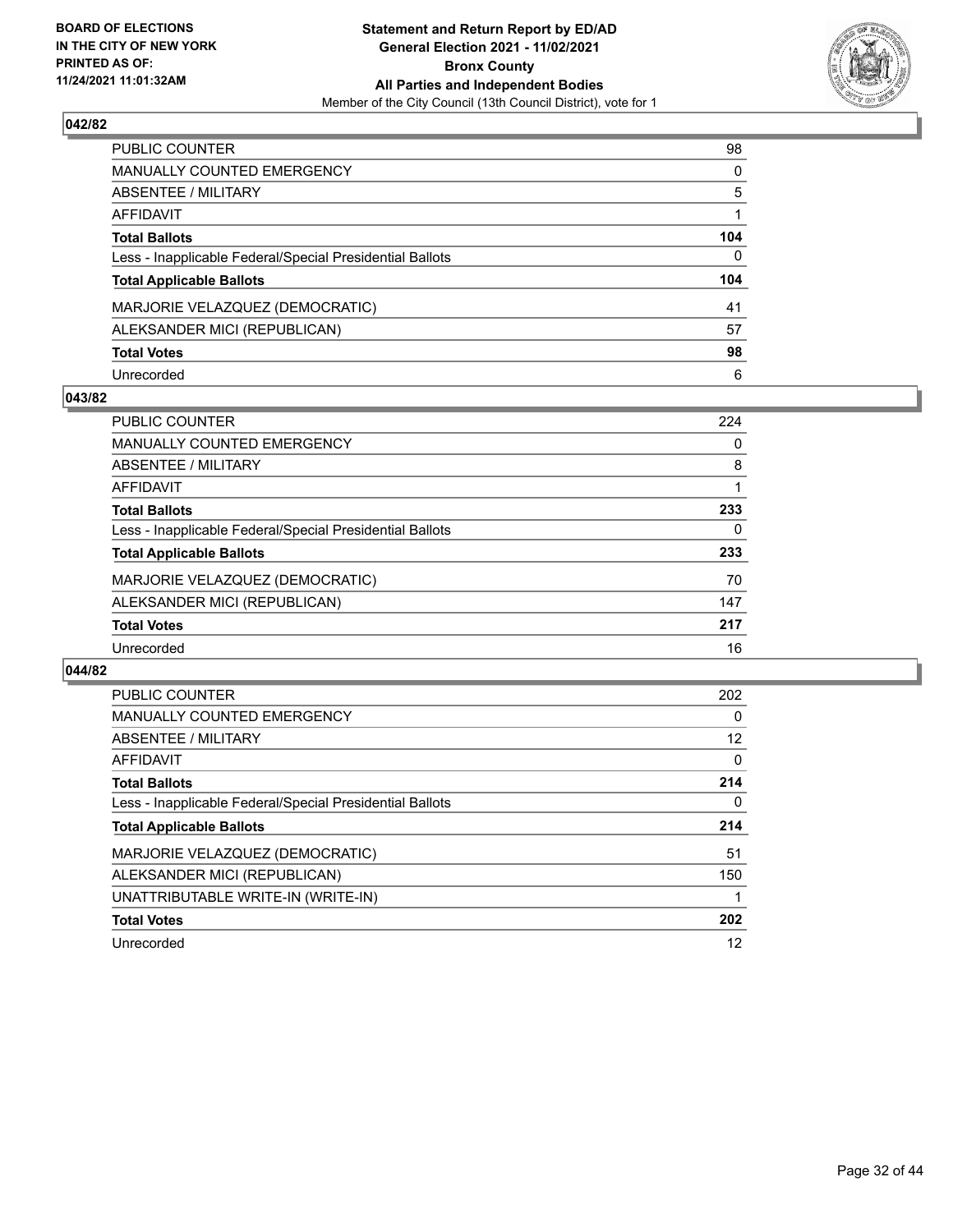## 042/82

| | |
|---|---|
| PUBLIC COUNTER | 98 |
| MANUALLY COUNTED EMERGENCY | 0 |
| ABSENTEE / MILITARY | 5 |
| AFFIDAVIT | 1 |
| **Total Ballots** | **104** |
| Less - Inapplicable Federal/Special Presidential Ballots | 0 |
| **Total Applicable Ballots** | **104** |
| MARJORIE VELAZQUEZ (DEMOCRATIC) | 41 |
| ALEKSANDER MICI (REPUBLICAN) | 57 |
| **Total Votes** | **98** |
| Unrecorded | 6 |

## 043/82

| | |
|---|---|
| PUBLIC COUNTER | 224 |
| MANUALLY COUNTED EMERGENCY | 0 |
| ABSENTEE / MILITARY | 8 |
| AFFIDAVIT | 1 |
| **Total Ballots** | **233** |
| Less - Inapplicable Federal/Special Presidential Ballots | 0 |
| **Total Applicable Ballots** | **233** |
| MARJORIE VELAZQUEZ (DEMOCRATIC) | 70 |
| ALEKSANDER MICI (REPUBLICAN) | 147 |
| **Total Votes** | **217** |
| Unrecorded | 16 |

## 044/82

| | |
|---|---|
| PUBLIC COUNTER | 202 |
| MANUALLY COUNTED EMERGENCY | 0 |
| ABSENTEE / MILITARY | 12 |
| AFFIDAVIT | 0 |
| **Total Ballots** | **214** |
| Less - Inapplicable Federal/Special Presidential Ballots | 0 |
| **Total Applicable Ballots** | **214** |
| MARJORIE VELAZQUEZ (DEMOCRATIC) | 51 |
| ALEKSANDER MICI (REPUBLICAN) | 150 |
| UNATTRIBUTABLE WRITE-IN (WRITE-IN) | 1 |
| **Total Votes** | **202** |
| Unrecorded | 12 |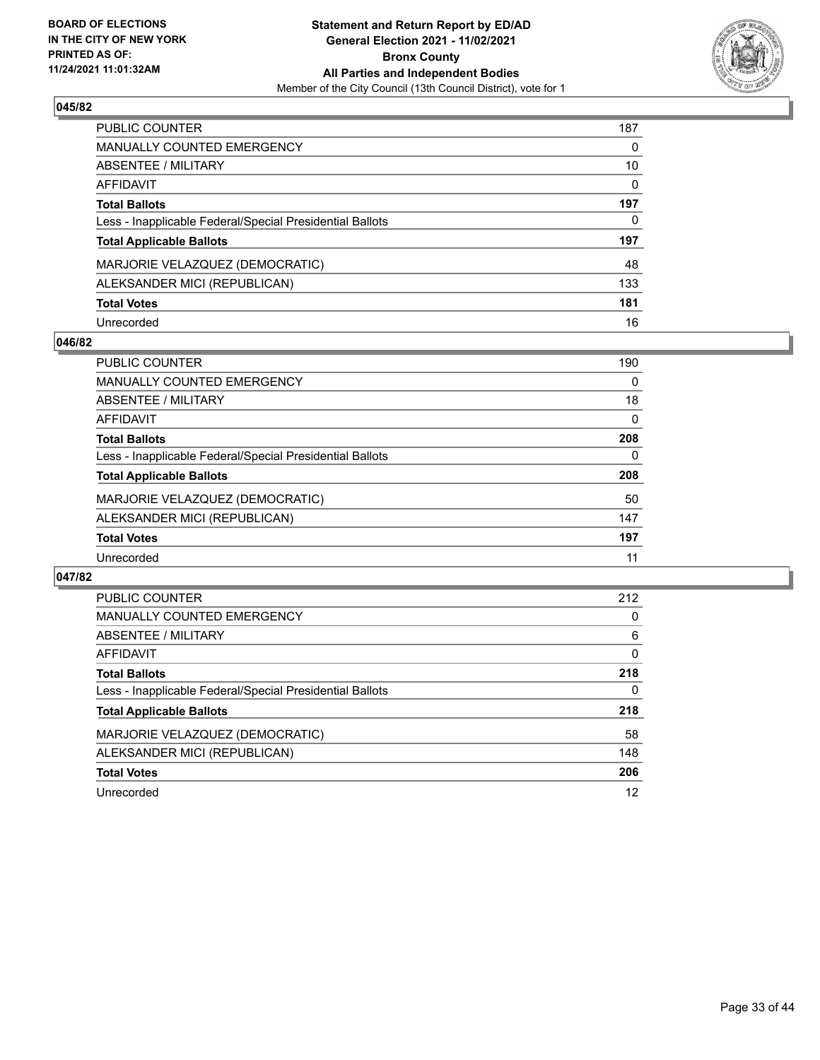BOARD OF ELECTIONS
IN THE CITY OF NEW YORK
PRINTED AS OF:
11/24/2021 11:01:32AM

**Statement and Return Report by ED/AD**
**General Election 2021 - 11/02/2021**
**Bronx County**
**All Parties and Independent Bodies**
Member of the City Council (13th Council District), vote for 1

## 045/82

| | |
|---|---|
| PUBLIC COUNTER | 187 |
| MANUALLY COUNTED EMERGENCY | 0 |
| ABSENTEE / MILITARY | 10 |
| AFFIDAVIT | 0 |
| **Total Ballots** | **197** |
| Less - Inapplicable Federal/Special Presidential Ballots | 0 |
| **Total Applicable Ballots** | **197** |
| MARJORIE VELAZQUEZ (DEMOCRATIC) | 48 |
| ALEKSANDER MICI (REPUBLICAN) | 133 |
| **Total Votes** | **181** |
| Unrecorded | 16 |

## 046/82

| | |
|---|---|
| PUBLIC COUNTER | 190 |
| MANUALLY COUNTED EMERGENCY | 0 |
| ABSENTEE / MILITARY | 18 |
| AFFIDAVIT | 0 |
| **Total Ballots** | **208** |
| Less - Inapplicable Federal/Special Presidential Ballots | 0 |
| **Total Applicable Ballots** | **208** |
| MARJORIE VELAZQUEZ (DEMOCRATIC) | 50 |
| ALEKSANDER MICI (REPUBLICAN) | 147 |
| **Total Votes** | **197** |
| Unrecorded | 11 |

## 047/82

| | |
|---|---|
| PUBLIC COUNTER | 212 |
| MANUALLY COUNTED EMERGENCY | 0 |
| ABSENTEE / MILITARY | 6 |
| AFFIDAVIT | 0 |
| **Total Ballots** | **218** |
| Less - Inapplicable Federal/Special Presidential Ballots | 0 |
| **Total Applicable Ballots** | **218** |
| MARJORIE VELAZQUEZ (DEMOCRATIC) | 58 |
| ALEKSANDER MICI (REPUBLICAN) | 148 |
| **Total Votes** | **206** |
| Unrecorded | 12 |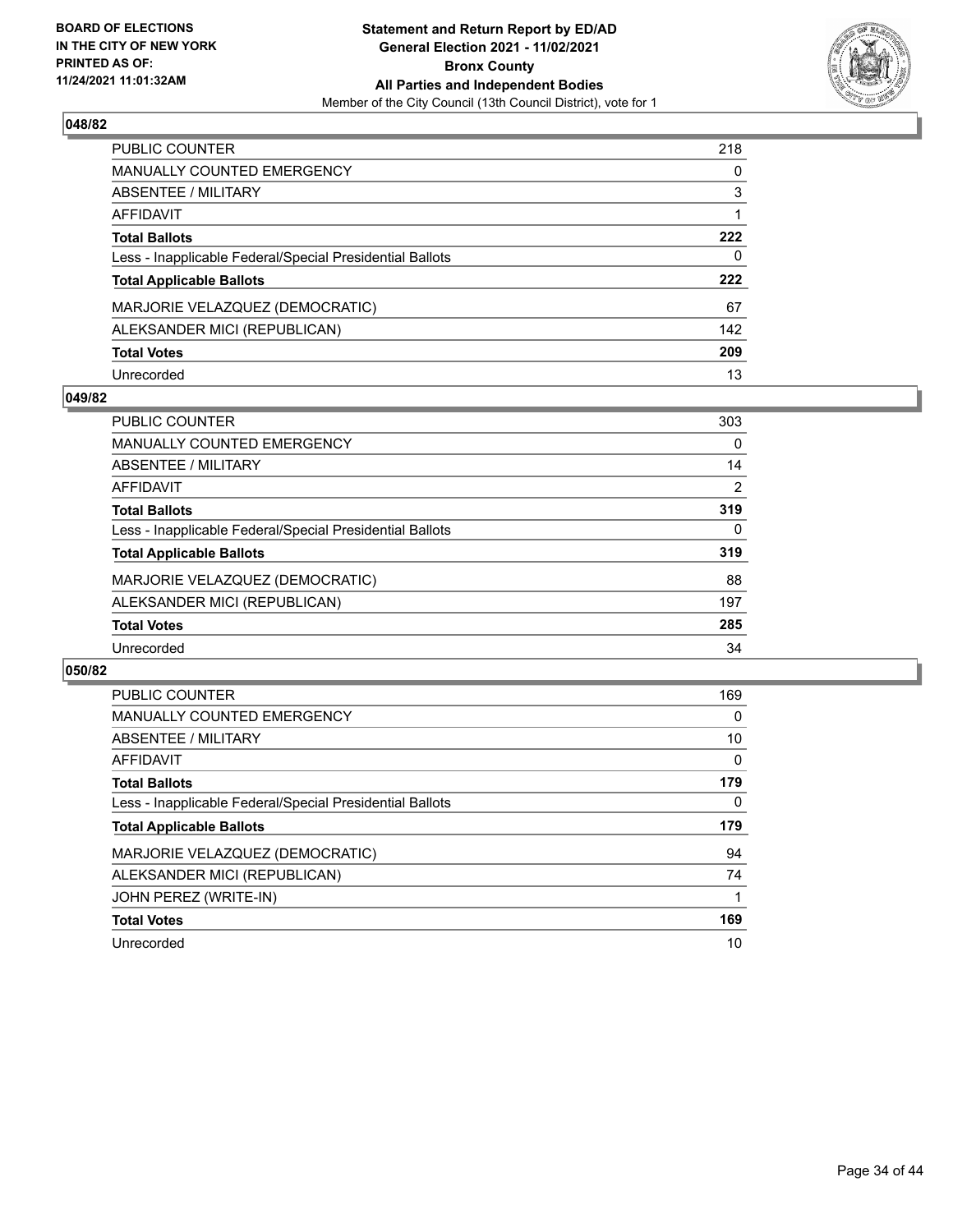**BOARD OF ELECTIONS IN THE CITY OF NEW YORK PRINTED AS OF: 11/24/2021 11:01:32AM**

**Statement and Return Report by ED/AD General Election 2021 - 11/02/2021 Bronx County All Parties and Independent Bodies**
Member of the City Council (13th Council District), vote for 1

## 048/82

| | |
|---|---|
| PUBLIC COUNTER | 218 |
| MANUALLY COUNTED EMERGENCY | 0 |
| ABSENTEE / MILITARY | 3 |
| AFFIDAVIT | 1 |
| **Total Ballots** | **222** |
| Less - Inapplicable Federal/Special Presidential Ballots | 0 |
| **Total Applicable Ballots** | **222** |
| MARJORIE VELAZQUEZ (DEMOCRATIC) | 67 |
| ALEKSANDER MICI (REPUBLICAN) | 142 |
| **Total Votes** | **209** |
| Unrecorded | 13 |

## 049/82

| | |
|---|---|
| PUBLIC COUNTER | 303 |
| MANUALLY COUNTED EMERGENCY | 0 |
| ABSENTEE / MILITARY | 14 |
| AFFIDAVIT | 2 |
| **Total Ballots** | **319** |
| Less - Inapplicable Federal/Special Presidential Ballots | 0 |
| **Total Applicable Ballots** | **319** |
| MARJORIE VELAZQUEZ (DEMOCRATIC) | 88 |
| ALEKSANDER MICI (REPUBLICAN) | 197 |
| **Total Votes** | **285** |
| Unrecorded | 34 |

## 050/82

| | |
|---|---|
| PUBLIC COUNTER | 169 |
| MANUALLY COUNTED EMERGENCY | 0 |
| ABSENTEE / MILITARY | 10 |
| AFFIDAVIT | 0 |
| **Total Ballots** | **179** |
| Less - Inapplicable Federal/Special Presidential Ballots | 0 |
| **Total Applicable Ballots** | **179** |
| MARJORIE VELAZQUEZ (DEMOCRATIC) | 94 |
| ALEKSANDER MICI (REPUBLICAN) | 74 |
| JOHN PEREZ (WRITE-IN) | 1 |
| **Total Votes** | **169** |
| Unrecorded | 10 |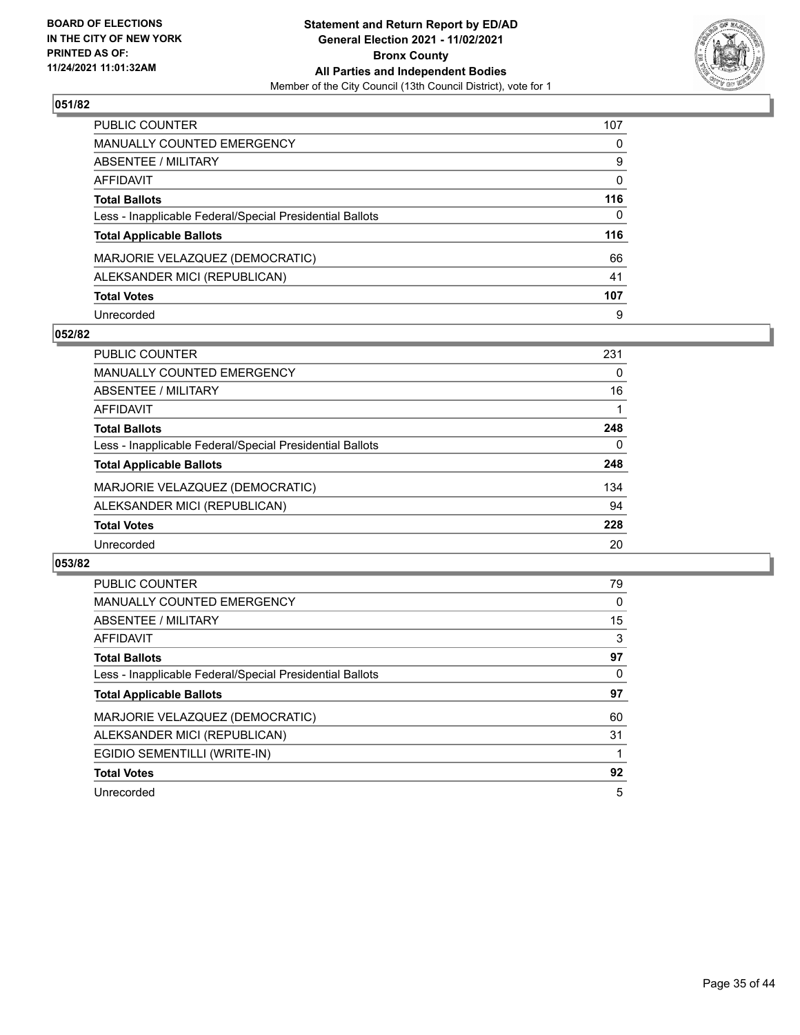**BOARD OF ELECTIONS IN THE CITY OF NEW YORK PRINTED AS OF: 11/24/2021 11:01:32AM**

**Statement and Return Report by ED/AD General Election 2021 - 11/02/2021 Bronx County All Parties and Independent Bodies**
Member of the City Council (13th Council District), vote for 1

## 051/82

| | |
|---|---|
| PUBLIC COUNTER | 107 |
| MANUALLY COUNTED EMERGENCY | 0 |
| ABSENTEE / MILITARY | 9 |
| AFFIDAVIT | 0 |
| **Total Ballots** | **116** |
| Less - Inapplicable Federal/Special Presidential Ballots | 0 |
| **Total Applicable Ballots** | **116** |
| MARJORIE VELAZQUEZ (DEMOCRATIC) | 66 |
| ALEKSANDER MICI (REPUBLICAN) | 41 |
| **Total Votes** | **107** |
| Unrecorded | 9 |

## 052/82

| | |
|---|---|
| PUBLIC COUNTER | 231 |
| MANUALLY COUNTED EMERGENCY | 0 |
| ABSENTEE / MILITARY | 16 |
| AFFIDAVIT | 1 |
| **Total Ballots** | **248** |
| Less - Inapplicable Federal/Special Presidential Ballots | 0 |
| **Total Applicable Ballots** | **248** |
| MARJORIE VELAZQUEZ (DEMOCRATIC) | 134 |
| ALEKSANDER MICI (REPUBLICAN) | 94 |
| **Total Votes** | **228** |
| Unrecorded | 20 |

## 053/82

| | |
|---|---|
| PUBLIC COUNTER | 79 |
| MANUALLY COUNTED EMERGENCY | 0 |
| ABSENTEE / MILITARY | 15 |
| AFFIDAVIT | 3 |
| **Total Ballots** | **97** |
| Less - Inapplicable Federal/Special Presidential Ballots | 0 |
| **Total Applicable Ballots** | **97** |
| MARJORIE VELAZQUEZ (DEMOCRATIC) | 60 |
| ALEKSANDER MICI (REPUBLICAN) | 31 |
| EGIDIO SEMENTILLI (WRITE-IN) | 1 |
| **Total Votes** | **92** |
| Unrecorded | 5 |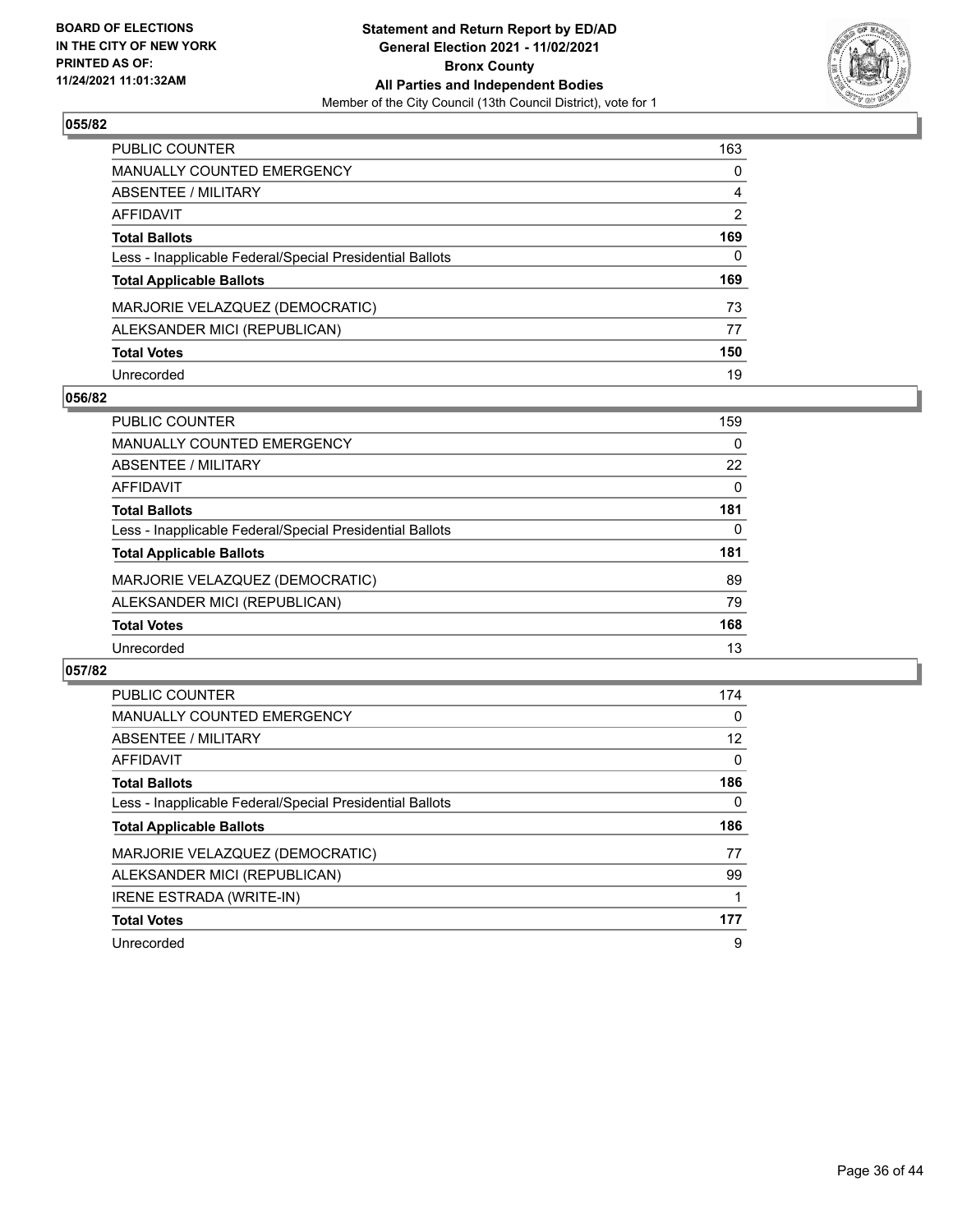**BOARD OF ELECTIONS IN THE CITY OF NEW YORK PRINTED AS OF: 11/24/2021 11:01:32AM**

**Statement and Return Report by ED/AD General Election 2021 - 11/02/2021 Bronx County All Parties and Independent Bodies**
Member of the City Council (13th Council District), vote for 1

### 055/82

| | |
|---|---|
| PUBLIC COUNTER | 163 |
| MANUALLY COUNTED EMERGENCY | 0 |
| ABSENTEE / MILITARY | 4 |
| AFFIDAVIT | 2 |
| **Total Ballots** | **169** |
| Less - Inapplicable Federal/Special Presidential Ballots | 0 |
| **Total Applicable Ballots** | **169** |
| MARJORIE VELAZQUEZ (DEMOCRATIC) | 73 |
| ALEKSANDER MICI (REPUBLICAN) | 77 |
| **Total Votes** | **150** |
| Unrecorded | 19 |

### 056/82

| | |
|---|---|
| PUBLIC COUNTER | 159 |
| MANUALLY COUNTED EMERGENCY | 0 |
| ABSENTEE / MILITARY | 22 |
| AFFIDAVIT | 0 |
| **Total Ballots** | **181** |
| Less - Inapplicable Federal/Special Presidential Ballots | 0 |
| **Total Applicable Ballots** | **181** |
| MARJORIE VELAZQUEZ (DEMOCRATIC) | 89 |
| ALEKSANDER MICI (REPUBLICAN) | 79 |
| **Total Votes** | **168** |
| Unrecorded | 13 |

### 057/82

| | |
|---|---|
| PUBLIC COUNTER | 174 |
| MANUALLY COUNTED EMERGENCY | 0 |
| ABSENTEE / MILITARY | 12 |
| AFFIDAVIT | 0 |
| **Total Ballots** | **186** |
| Less - Inapplicable Federal/Special Presidential Ballots | 0 |
| **Total Applicable Ballots** | **186** |
| MARJORIE VELAZQUEZ (DEMOCRATIC) | 77 |
| ALEKSANDER MICI (REPUBLICAN) | 99 |
| IRENE ESTRADA (WRITE-IN) | 1 |
| **Total Votes** | **177** |
| Unrecorded | 9 |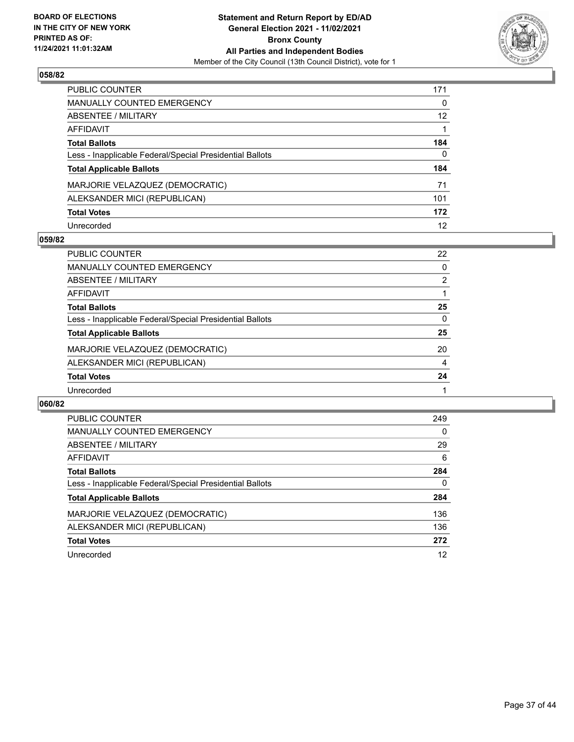BOARD OF ELECTIONS
IN THE CITY OF NEW YORK
PRINTED AS OF:
11/24/2021 11:01:32AM

**Statement and Return Report by ED/AD**
**General Election 2021 - 11/02/2021**
**Bronx County**
**All Parties and Independent Bodies**
Member of the City Council (13th Council District), vote for 1

### 058/82

| | |
|---|---|
| PUBLIC COUNTER | 171 |
| MANUALLY COUNTED EMERGENCY | 0 |
| ABSENTEE / MILITARY | 12 |
| AFFIDAVIT | 1 |
| **Total Ballots** | **184** |
| Less - Inapplicable Federal/Special Presidential Ballots | 0 |
| **Total Applicable Ballots** | **184** |
| MARJORIE VELAZQUEZ (DEMOCRATIC) | 71 |
| ALEKSANDER MICI (REPUBLICAN) | 101 |
| **Total Votes** | **172** |
| Unrecorded | 12 |

### 059/82

| | |
|---|---|
| PUBLIC COUNTER | 22 |
| MANUALLY COUNTED EMERGENCY | 0 |
| ABSENTEE / MILITARY | 2 |
| AFFIDAVIT | 1 |
| **Total Ballots** | **25** |
| Less - Inapplicable Federal/Special Presidential Ballots | 0 |
| **Total Applicable Ballots** | **25** |
| MARJORIE VELAZQUEZ (DEMOCRATIC) | 20 |
| ALEKSANDER MICI (REPUBLICAN) | 4 |
| **Total Votes** | **24** |
| Unrecorded | 1 |

### 060/82

| | |
|---|---|
| PUBLIC COUNTER | 249 |
| MANUALLY COUNTED EMERGENCY | 0 |
| ABSENTEE / MILITARY | 29 |
| AFFIDAVIT | 6 |
| **Total Ballots** | **284** |
| Less - Inapplicable Federal/Special Presidential Ballots | 0 |
| **Total Applicable Ballots** | **284** |
| MARJORIE VELAZQUEZ (DEMOCRATIC) | 136 |
| ALEKSANDER MICI (REPUBLICAN) | 136 |
| **Total Votes** | **272** |
| Unrecorded | 12 |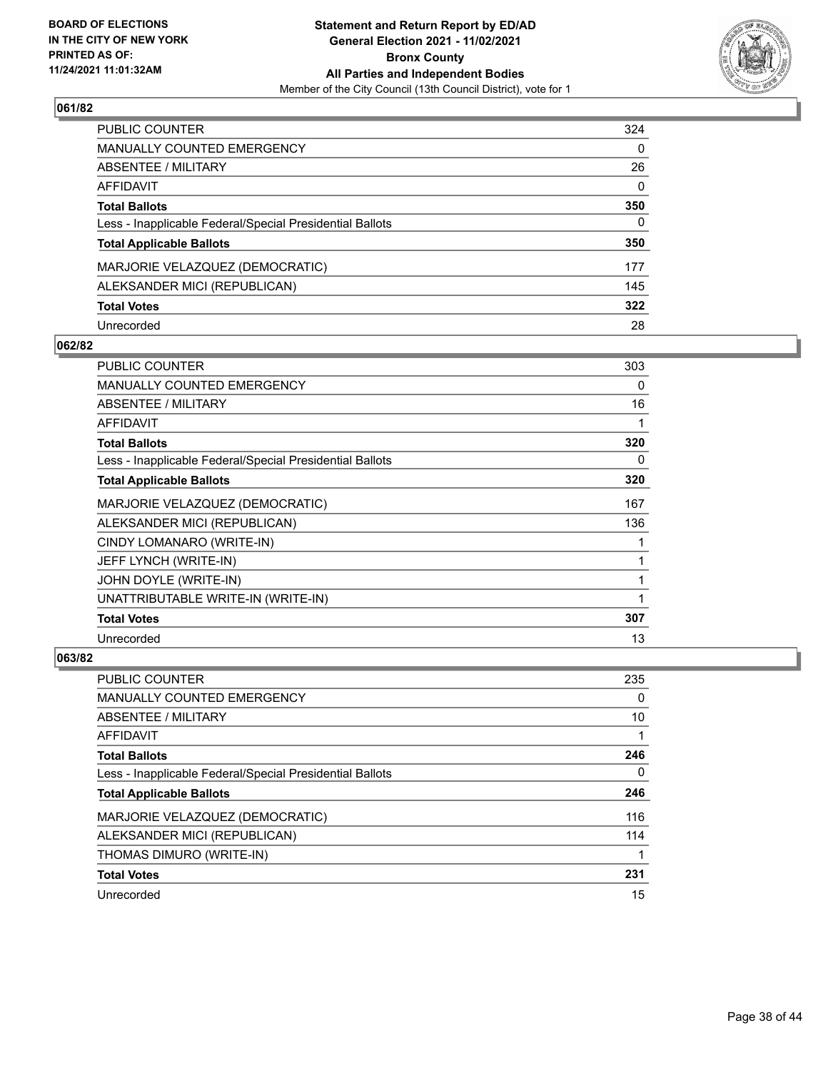**BOARD OF ELECTIONS IN THE CITY OF NEW YORK PRINTED AS OF: 11/24/2021 11:01:32AM**

**Statement and Return Report by ED/AD**
**General Election 2021 - 11/02/2021**
**Bronx County**
**All Parties and Independent Bodies**
Member of the City Council (13th Council District), vote for 1

### 061/82

| | |
|---|---|
| PUBLIC COUNTER | 324 |
| MANUALLY COUNTED EMERGENCY | 0 |
| ABSENTEE / MILITARY | 26 |
| AFFIDAVIT | 0 |
| **Total Ballots** | **350** |
| Less - Inapplicable Federal/Special Presidential Ballots | 0 |
| **Total Applicable Ballots** | **350** |
| MARJORIE VELAZQUEZ (DEMOCRATIC) | 177 |
| ALEKSANDER MICI (REPUBLICAN) | 145 |
| **Total Votes** | **322** |
| Unrecorded | 28 |

### 062/82

| | |
|---|---|
| PUBLIC COUNTER | 303 |
| MANUALLY COUNTED EMERGENCY | 0 |
| ABSENTEE / MILITARY | 16 |
| AFFIDAVIT | 1 |
| **Total Ballots** | **320** |
| Less - Inapplicable Federal/Special Presidential Ballots | 0 |
| **Total Applicable Ballots** | **320** |
| MARJORIE VELAZQUEZ (DEMOCRATIC) | 167 |
| ALEKSANDER MICI (REPUBLICAN) | 136 |
| CINDY LOMANARO (WRITE-IN) | 1 |
| JEFF LYNCH (WRITE-IN) | 1 |
| JOHN DOYLE (WRITE-IN) | 1 |
| UNATTRIBUTABLE WRITE-IN (WRITE-IN) | 1 |
| **Total Votes** | **307** |
| Unrecorded | 13 |

### 063/82

| | |
|---|---|
| PUBLIC COUNTER | 235 |
| MANUALLY COUNTED EMERGENCY | 0 |
| ABSENTEE / MILITARY | 10 |
| AFFIDAVIT | 1 |
| **Total Ballots** | **246** |
| Less - Inapplicable Federal/Special Presidential Ballots | 0 |
| **Total Applicable Ballots** | **246** |
| MARJORIE VELAZQUEZ (DEMOCRATIC) | 116 |
| ALEKSANDER MICI (REPUBLICAN) | 114 |
| THOMAS DIMURO (WRITE-IN) | 1 |
| **Total Votes** | **231** |
| Unrecorded | 15 |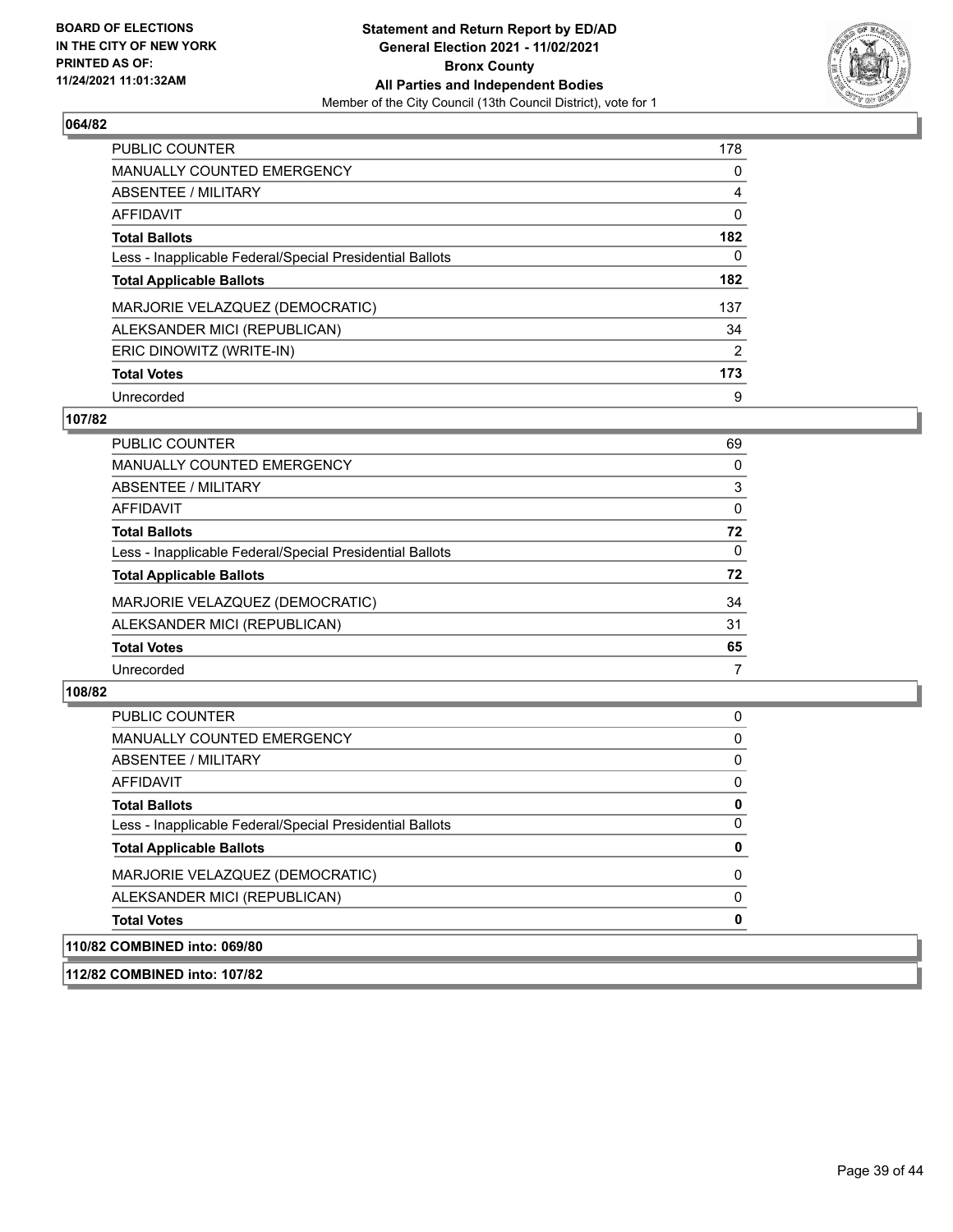**BOARD OF ELECTIONS IN THE CITY OF NEW YORK PRINTED AS OF: 11/24/2021 11:01:32AM**

**Statement and Return Report by ED/AD General Election 2021 - 11/02/2021 Bronx County All Parties and Independent Bodies**
Member of the City Council (13th Council District), vote for 1

## 064/82

| | |
|---|---|
| PUBLIC COUNTER | 178 |
| MANUALLY COUNTED EMERGENCY | 0 |
| ABSENTEE / MILITARY | 4 |
| AFFIDAVIT | 0 |
| **Total Ballots** | **182** |
| Less - Inapplicable Federal/Special Presidential Ballots | 0 |
| **Total Applicable Ballots** | **182** |
| MARJORIE VELAZQUEZ (DEMOCRATIC) | 137 |
| ALEKSANDER MICI (REPUBLICAN) | 34 |
| ERIC DINOWITZ (WRITE-IN) | 2 |
| **Total Votes** | **173** |
| Unrecorded | 9 |

## 107/82

| | |
|---|---|
| PUBLIC COUNTER | 69 |
| MANUALLY COUNTED EMERGENCY | 0 |
| ABSENTEE / MILITARY | 3 |
| AFFIDAVIT | 0 |
| **Total Ballots** | **72** |
| Less - Inapplicable Federal/Special Presidential Ballots | 0 |
| **Total Applicable Ballots** | **72** |
| MARJORIE VELAZQUEZ (DEMOCRATIC) | 34 |
| ALEKSANDER MICI (REPUBLICAN) | 31 |
| **Total Votes** | **65** |
| Unrecorded | 7 |

## 108/82

| | |
|---|---|
| PUBLIC COUNTER | 0 |
| MANUALLY COUNTED EMERGENCY | 0 |
| ABSENTEE / MILITARY | 0 |
| AFFIDAVIT | 0 |
| **Total Ballots** | **0** |
| Less - Inapplicable Federal/Special Presidential Ballots | 0 |
| **Total Applicable Ballots** | **0** |
| MARJORIE VELAZQUEZ (DEMOCRATIC) | 0 |
| ALEKSANDER MICI (REPUBLICAN) | 0 |
| **Total Votes** | **0** |

## 110/82 COMBINED into: 069/80

## 112/82 COMBINED into: 107/82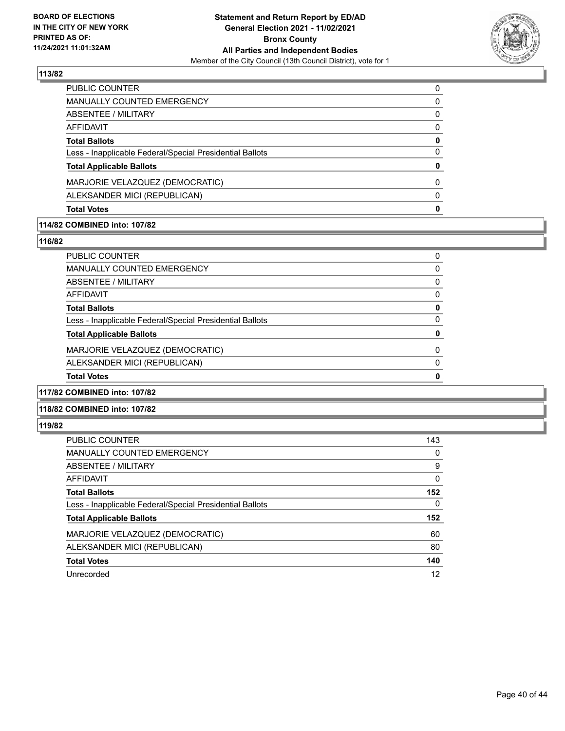**BOARD OF ELECTIONS IN THE CITY OF NEW YORK PRINTED AS OF: 11/24/2021 11:01:32AM**

**Statement and Return Report by ED/AD General Election 2021 - 11/02/2021 Bronx County All Parties and Independent Bodies**

Member of the City Council (13th Council District), vote for 1

### 113/82

| | |
|---|---|
| PUBLIC COUNTER | 0 |
| MANUALLY COUNTED EMERGENCY | 0 |
| ABSENTEE / MILITARY | 0 |
| AFFIDAVIT | 0 |
| **Total Ballots** | **0** |
| Less - Inapplicable Federal/Special Presidential Ballots | 0 |
| **Total Applicable Ballots** | **0** |
| MARJORIE VELAZQUEZ (DEMOCRATIC) | 0 |
| ALEKSANDER MICI (REPUBLICAN) | 0 |
| **Total Votes** | **0** |

### 114/82 COMBINED into: 107/82

### 116/82

| | |
|---|---|
| PUBLIC COUNTER | 0 |
| MANUALLY COUNTED EMERGENCY | 0 |
| ABSENTEE / MILITARY | 0 |
| AFFIDAVIT | 0 |
| **Total Ballots** | **0** |
| Less - Inapplicable Federal/Special Presidential Ballots | 0 |
| **Total Applicable Ballots** | **0** |
| MARJORIE VELAZQUEZ (DEMOCRATIC) | 0 |
| ALEKSANDER MICI (REPUBLICAN) | 0 |
| **Total Votes** | **0** |

### 117/82 COMBINED into: 107/82

### 118/82 COMBINED into: 107/82

### 119/82

| | |
|---|---|
| PUBLIC COUNTER | 143 |
| MANUALLY COUNTED EMERGENCY | 0 |
| ABSENTEE / MILITARY | 9 |
| AFFIDAVIT | 0 |
| **Total Ballots** | **152** |
| Less - Inapplicable Federal/Special Presidential Ballots | 0 |
| **Total Applicable Ballots** | **152** |
| MARJORIE VELAZQUEZ (DEMOCRATIC) | 60 |
| ALEKSANDER MICI (REPUBLICAN) | 80 |
| **Total Votes** | **140** |
| Unrecorded | 12 |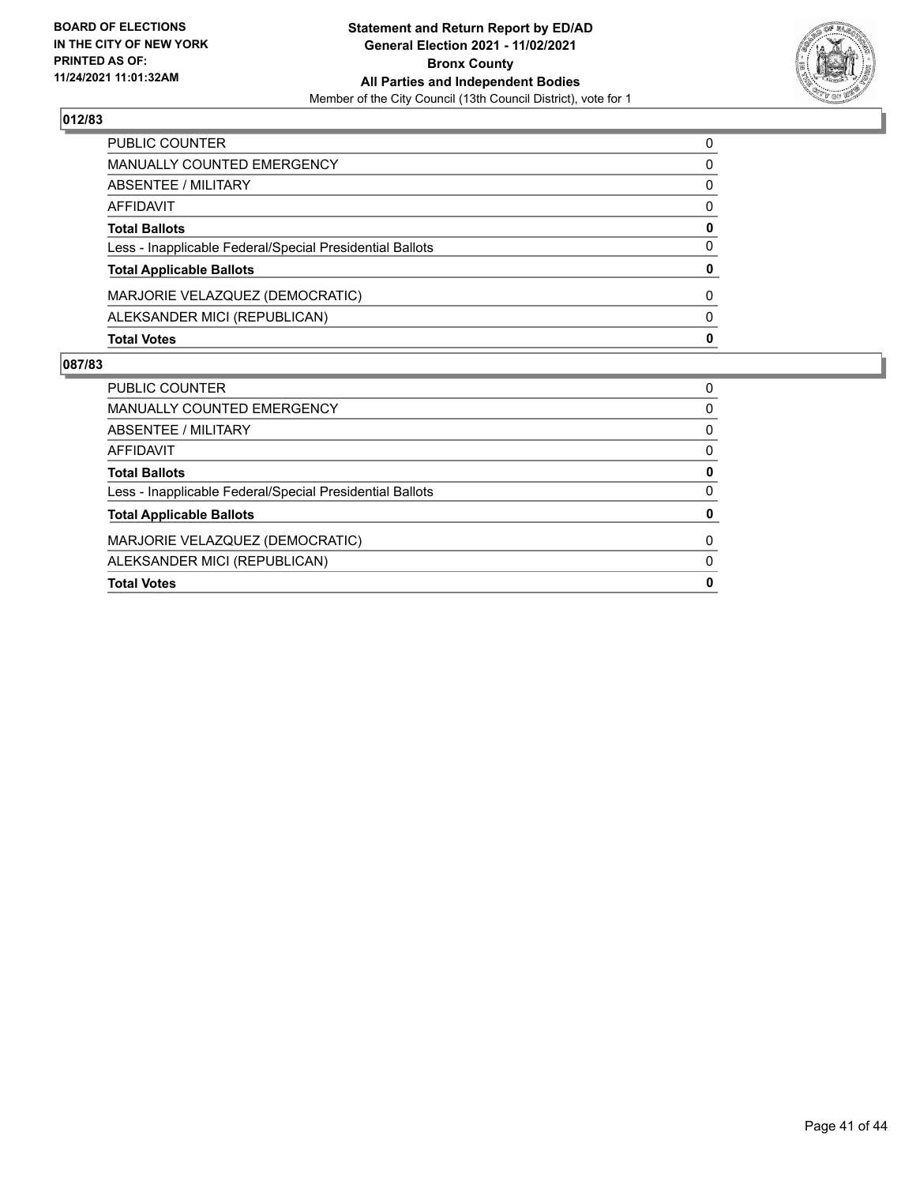**BOARD OF ELECTIONS IN THE CITY OF NEW YORK PRINTED AS OF: 11/24/2021 11:01:32AM**

**Statement and Return Report by ED/AD General Election 2021 - 11/02/2021 Bronx County All Parties and Independent Bodies**

Member of the City Council (13th Council District), vote for 1

## 012/83

| | |
|---|---|
| PUBLIC COUNTER | 0 |
| MANUALLY COUNTED EMERGENCY | 0 |
| ABSENTEE / MILITARY | 0 |
| AFFIDAVIT | 0 |
| **Total Ballots** | **0** |
| Less - Inapplicable Federal/Special Presidential Ballots | 0 |
| **Total Applicable Ballots** | **0** |
| MARJORIE VELAZQUEZ (DEMOCRATIC) | 0 |
| ALEKSANDER MICI (REPUBLICAN) | 0 |
| **Total Votes** | **0** |

## 087/83

| | |
|---|---|
| PUBLIC COUNTER | 0 |
| MANUALLY COUNTED EMERGENCY | 0 |
| ABSENTEE / MILITARY | 0 |
| AFFIDAVIT | 0 |
| **Total Ballots** | **0** |
| Less - Inapplicable Federal/Special Presidential Ballots | 0 |
| **Total Applicable Ballots** | **0** |
| MARJORIE VELAZQUEZ (DEMOCRATIC) | 0 |
| ALEKSANDER MICI (REPUBLICAN) | 0 |
| **Total Votes** | **0** |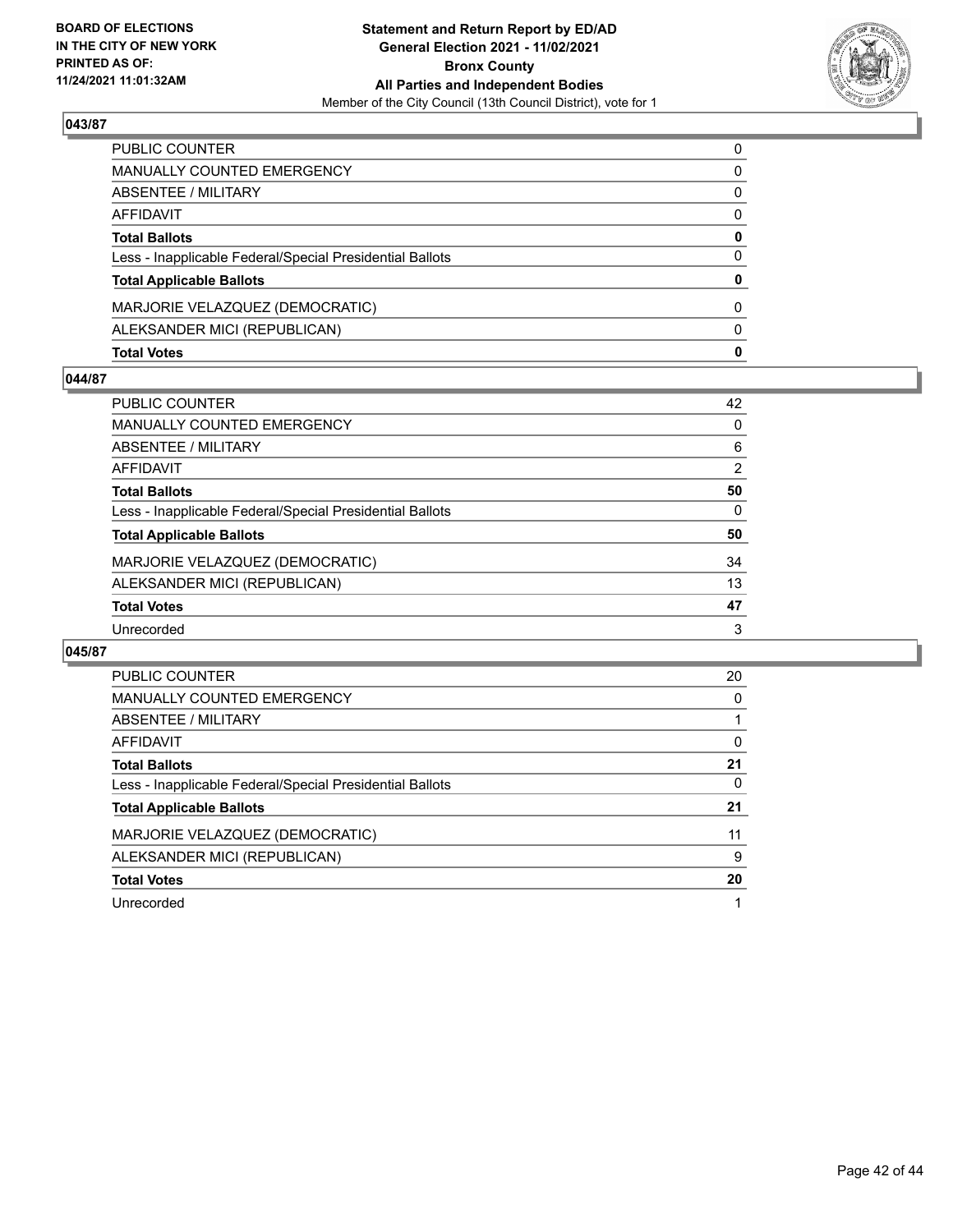BOARD OF ELECTIONS
IN THE CITY OF NEW YORK
PRINTED AS OF:
11/24/2021 11:01:32AM

**Statement and Return Report by ED/AD**
**General Election 2021 - 11/02/2021**
**Bronx County**
**All Parties and Independent Bodies**
Member of the City Council (13th Council District), vote for 1

### 043/87

| | |
|---|---|
| PUBLIC COUNTER | 0 |
| MANUALLY COUNTED EMERGENCY | 0 |
| ABSENTEE / MILITARY | 0 |
| AFFIDAVIT | 0 |
| **Total Ballots** | **0** |
| Less - Inapplicable Federal/Special Presidential Ballots | 0 |
| **Total Applicable Ballots** | **0** |
| MARJORIE VELAZQUEZ (DEMOCRATIC) | 0 |
| ALEKSANDER MICI (REPUBLICAN) | 0 |
| **Total Votes** | **0** |

### 044/87

| | |
|---|---|
| PUBLIC COUNTER | 42 |
| MANUALLY COUNTED EMERGENCY | 0 |
| ABSENTEE / MILITARY | 6 |
| AFFIDAVIT | 2 |
| **Total Ballots** | **50** |
| Less - Inapplicable Federal/Special Presidential Ballots | 0 |
| **Total Applicable Ballots** | **50** |
| MARJORIE VELAZQUEZ (DEMOCRATIC) | 34 |
| ALEKSANDER MICI (REPUBLICAN) | 13 |
| **Total Votes** | **47** |
| Unrecorded | 3 |

### 045/87

| | |
|---|---|
| PUBLIC COUNTER | 20 |
| MANUALLY COUNTED EMERGENCY | 0 |
| ABSENTEE / MILITARY | 1 |
| AFFIDAVIT | 0 |
| **Total Ballots** | **21** |
| Less - Inapplicable Federal/Special Presidential Ballots | 0 |
| **Total Applicable Ballots** | **21** |
| MARJORIE VELAZQUEZ (DEMOCRATIC) | 11 |
| ALEKSANDER MICI (REPUBLICAN) | 9 |
| **Total Votes** | **20** |
| Unrecorded | 1 |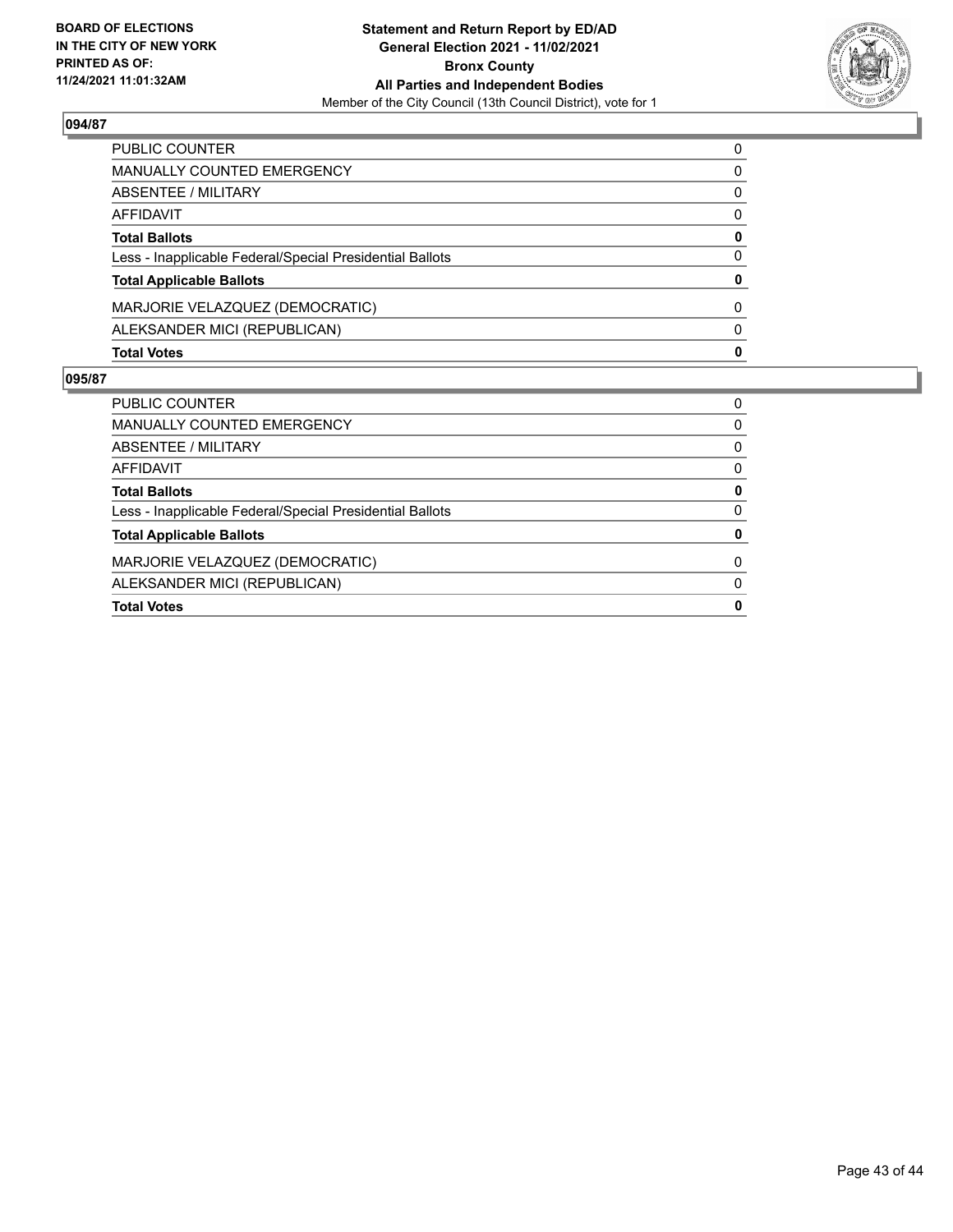## 094/87

| | |
|---|---|
| PUBLIC COUNTER | 0 |
| MANUALLY COUNTED EMERGENCY | 0 |
| ABSENTEE / MILITARY | 0 |
| AFFIDAVIT | 0 |
| **Total Ballots** | **0** |
| Less - Inapplicable Federal/Special Presidential Ballots | 0 |
| **Total Applicable Ballots** | **0** |
| MARJORIE VELAZQUEZ (DEMOCRATIC) | 0 |
| ALEKSANDER MICI (REPUBLICAN) | 0 |
| **Total Votes** | **0** |

## 095/87

| | |
|---|---|
| PUBLIC COUNTER | 0 |
| MANUALLY COUNTED EMERGENCY | 0 |
| ABSENTEE / MILITARY | 0 |
| AFFIDAVIT | 0 |
| **Total Ballots** | **0** |
| Less - Inapplicable Federal/Special Presidential Ballots | 0 |
| **Total Applicable Ballots** | **0** |
| MARJORIE VELAZQUEZ (DEMOCRATIC) | 0 |
| ALEKSANDER MICI (REPUBLICAN) | 0 |
| **Total Votes** | **0** |